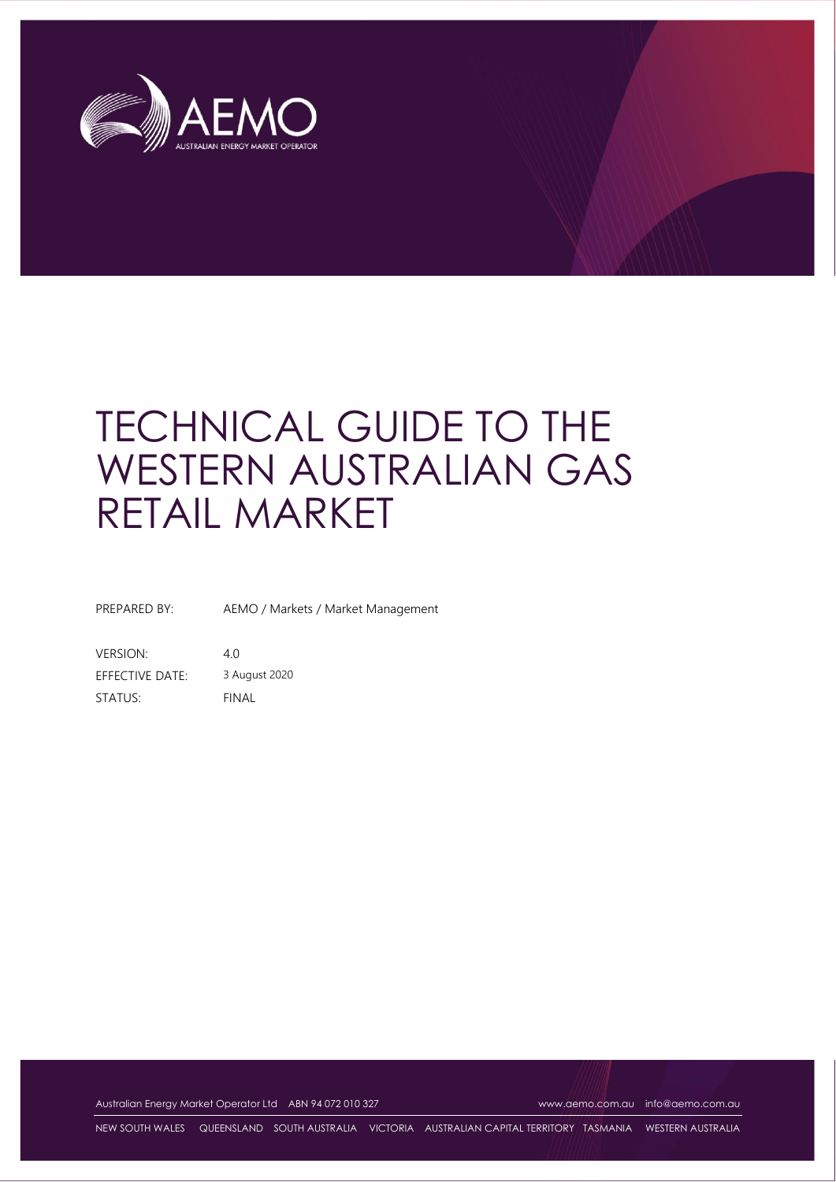# TECHNICAL GUIDE TO THE WESTERN AUSTRALIAN GAS RETAIL MARKET

| | |
|---|---|
| PREPARED BY: | AEMO / Markets / Market Management |
| VERSION: | 4.0 |
| EFFECTIVE DATE: | 3 August 2020 |
| STATUS: | FINAL |

Australian Energy Market Operator Ltd ABN 94 072 010 327 www.aemo.com.au info@aemo.com.au

NEW SOUTH WALES QUEENSLAND SOUTH AUSTRALIA VICTORIA AUSTRALIAN CAPITAL TERRITORY TASMANIA WESTERN AUSTRALIA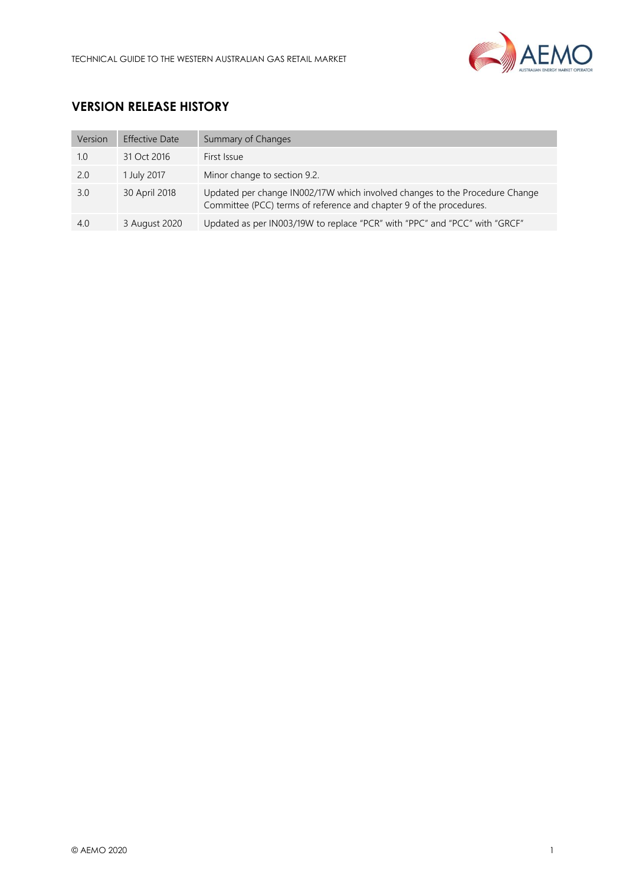## VERSION RELEASE HISTORY

| Version | Effective Date | Summary of Changes |
|---|---|---|
| 1.0 | 31 Oct 2016 | First Issue |
| 2.0 | 1 July 2017 | Minor change to section 9.2. |
| 3.0 | 30 April 2018 | Updated per change IN002/17W which involved changes to the Procedure Change Committee (PCC) terms of reference and chapter 9 of the procedures. |
| 4.0 | 3 August 2020 | Updated as per IN003/19W to replace "PCR" with "PPC" and "PCC" with "GRCF" |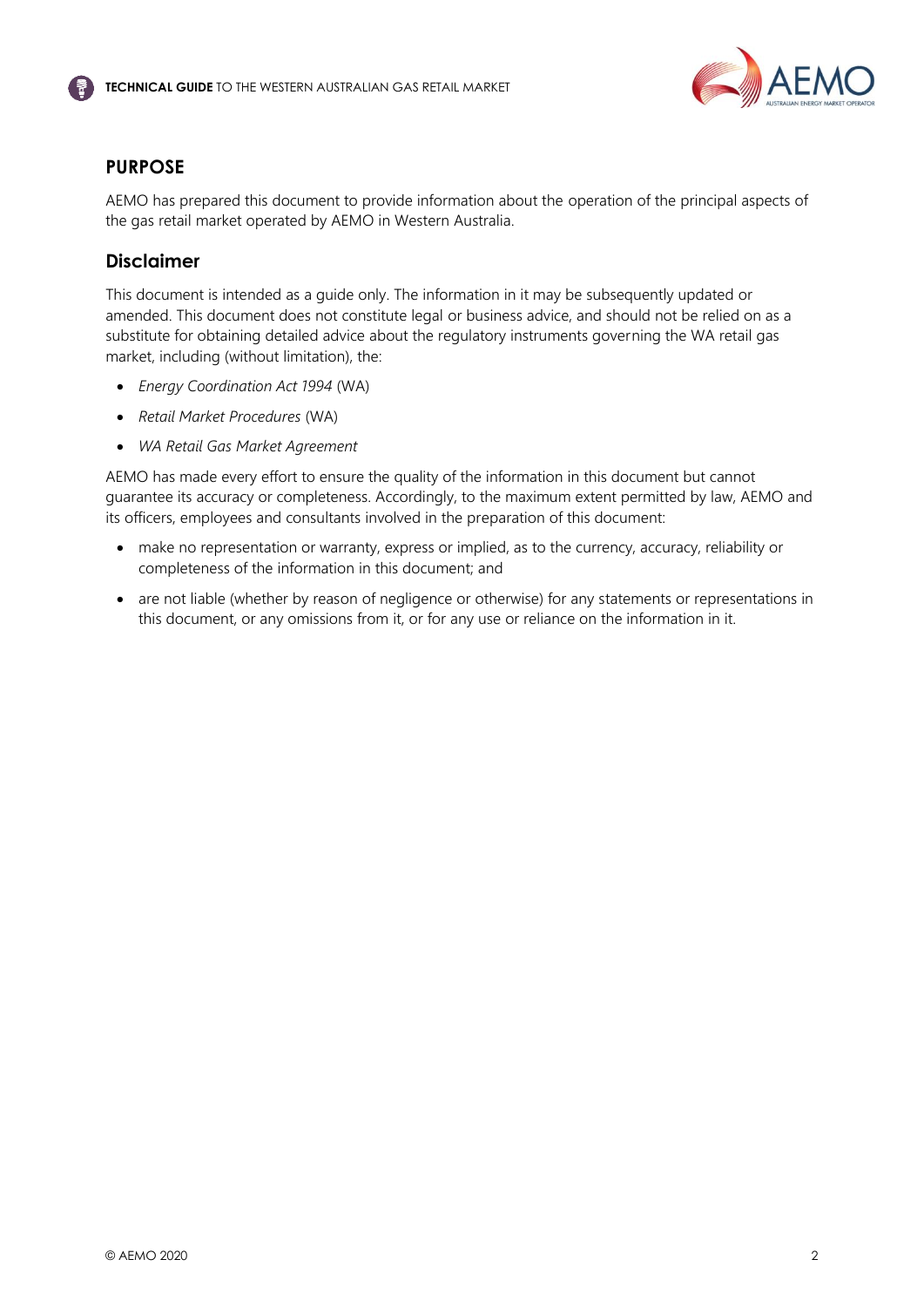## PURPOSE

AEMO has prepared this document to provide information about the operation of the principal aspects of the gas retail market operated by AEMO in Western Australia.

## Disclaimer

This document is intended as a guide only. The information in it may be subsequently updated or amended. This document does not constitute legal or business advice, and should not be relied on as a substitute for obtaining detailed advice about the regulatory instruments governing the WA retail gas market, including (without limitation), the:

- *Energy Coordination Act 1994* (WA)
- *Retail Market Procedures* (WA)
- *WA Retail Gas Market Agreement*

AEMO has made every effort to ensure the quality of the information in this document but cannot guarantee its accuracy or completeness. Accordingly, to the maximum extent permitted by law, AEMO and its officers, employees and consultants involved in the preparation of this document:

- make no representation or warranty, express or implied, as to the currency, accuracy, reliability or completeness of the information in this document; and
- are not liable (whether by reason of negligence or otherwise) for any statements or representations in this document, or any omissions from it, or for any use or reliance on the information in it.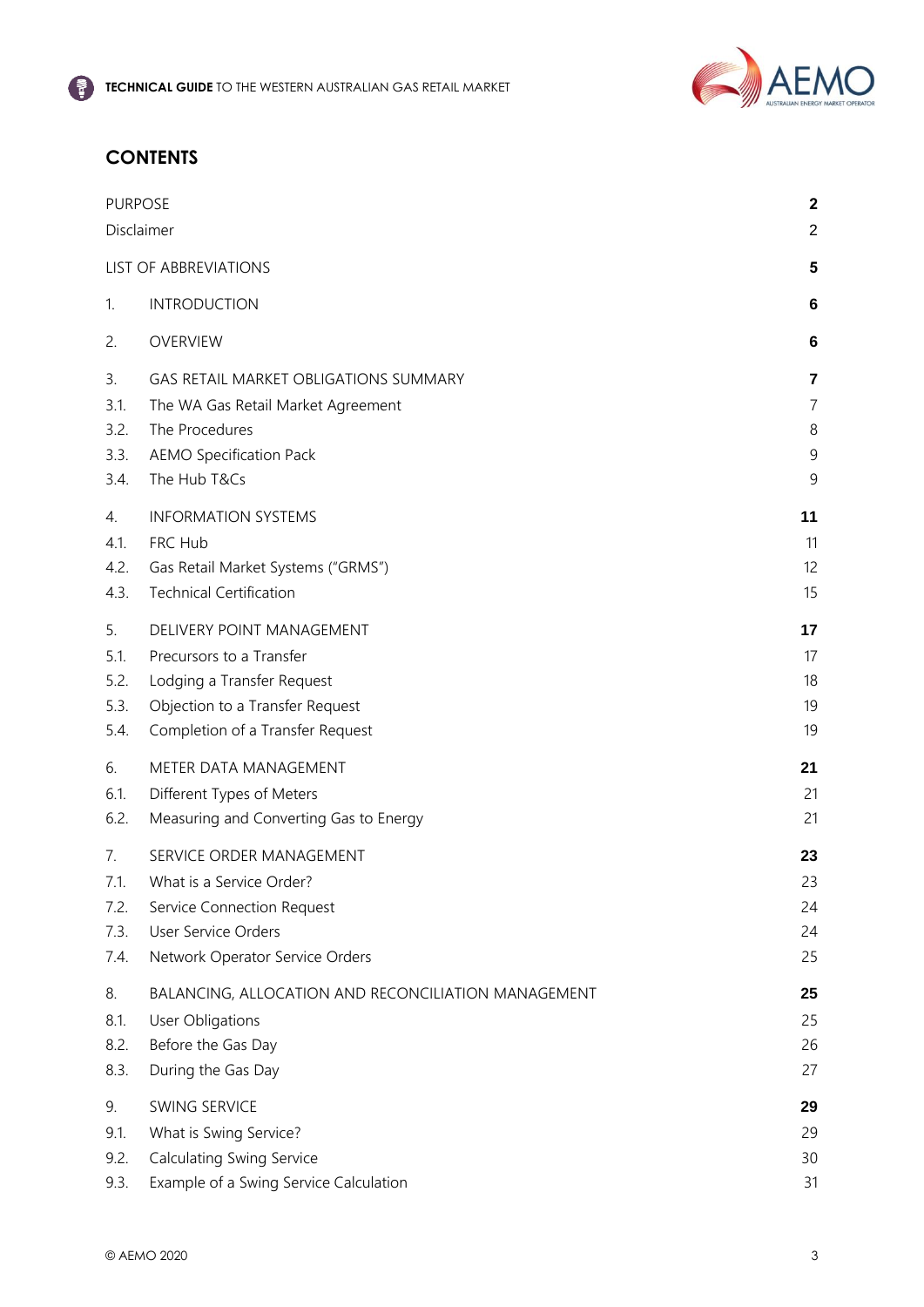## CONTENTS

| | | |
|---|---|---|
| PURPOSE | | **2** |
| Disclaimer | | 2 |
| LIST OF ABBREVIATIONS | | **5** |
| 1. | INTRODUCTION | **6** |
| 2. | OVERVIEW | **6** |
| 3. | GAS RETAIL MARKET OBLIGATIONS SUMMARY | **7** |
| 3.1. | The WA Gas Retail Market Agreement | 7 |
| 3.2. | The Procedures | 8 |
| 3.3. | AEMO Specification Pack | 9 |
| 3.4. | The Hub T&Cs | 9 |
| 4. | INFORMATION SYSTEMS | **11** |
| 4.1. | FRC Hub | 11 |
| 4.2. | Gas Retail Market Systems ("GRMS") | 12 |
| 4.3. | Technical Certification | 15 |
| 5. | DELIVERY POINT MANAGEMENT | **17** |
| 5.1. | Precursors to a Transfer | 17 |
| 5.2. | Lodging a Transfer Request | 18 |
| 5.3. | Objection to a Transfer Request | 19 |
| 5.4. | Completion of a Transfer Request | 19 |
| 6. | METER DATA MANAGEMENT | **21** |
| 6.1. | Different Types of Meters | 21 |
| 6.2. | Measuring and Converting Gas to Energy | 21 |
| 7. | SERVICE ORDER MANAGEMENT | **23** |
| 7.1. | What is a Service Order? | 23 |
| 7.2. | Service Connection Request | 24 |
| 7.3. | User Service Orders | 24 |
| 7.4. | Network Operator Service Orders | 25 |
| 8. | BALANCING, ALLOCATION AND RECONCILIATION MANAGEMENT | **25** |
| 8.1. | User Obligations | 25 |
| 8.2. | Before the Gas Day | 26 |
| 8.3. | During the Gas Day | 27 |
| 9. | SWING SERVICE | **29** |
| 9.1. | What is Swing Service? | 29 |
| 9.2. | Calculating Swing Service | 30 |
| 9.3. | Example of a Swing Service Calculation | 31 |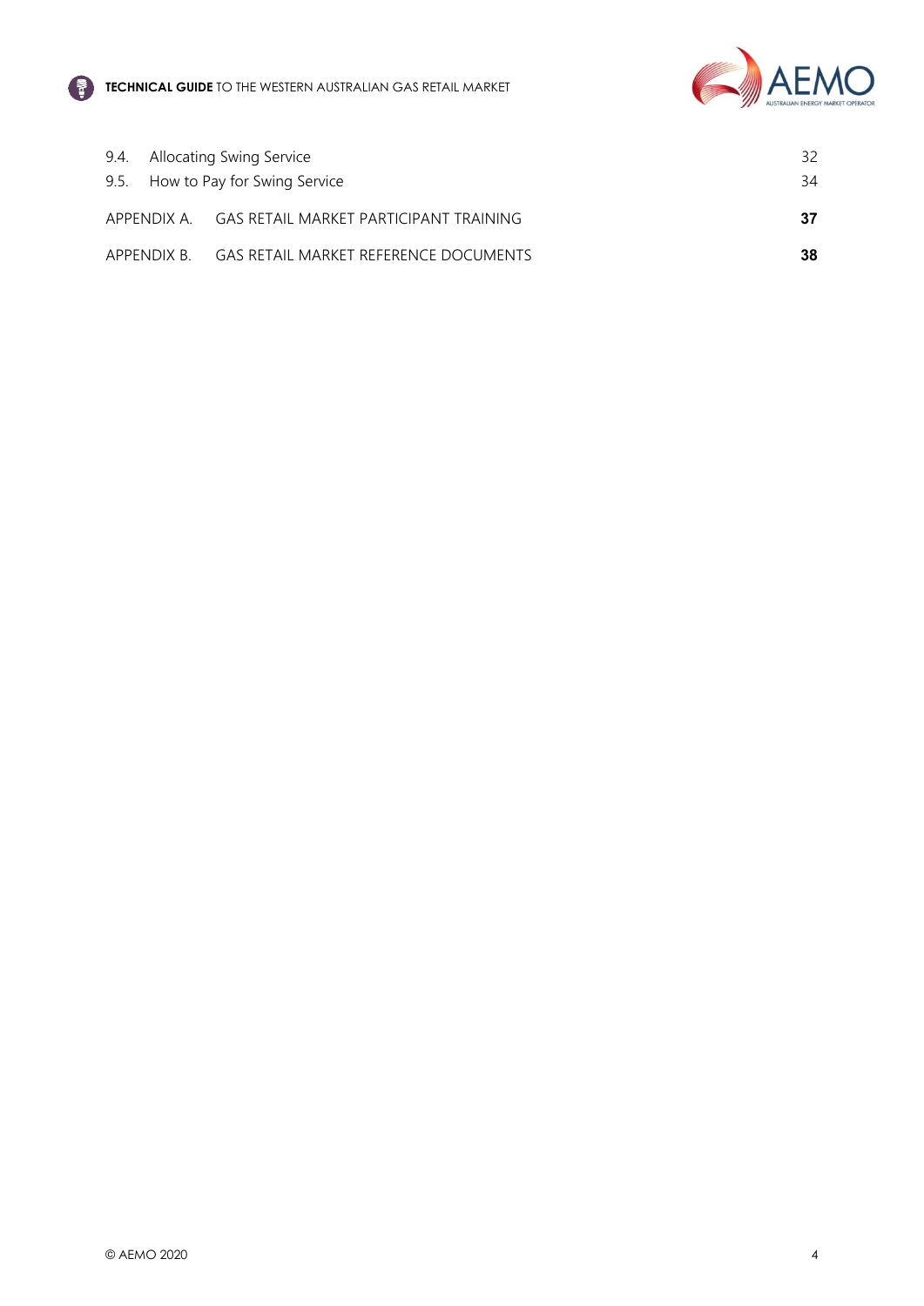| | | |
|---|---|---|
| 9.4. | Allocating Swing Service | 32 |
| 9.5. | How to Pay for Swing Service | 34 |
| APPENDIX A. | GAS RETAIL MARKET PARTICIPANT TRAINING | **37** |
| APPENDIX B. | GAS RETAIL MARKET REFERENCE DOCUMENTS | **38** |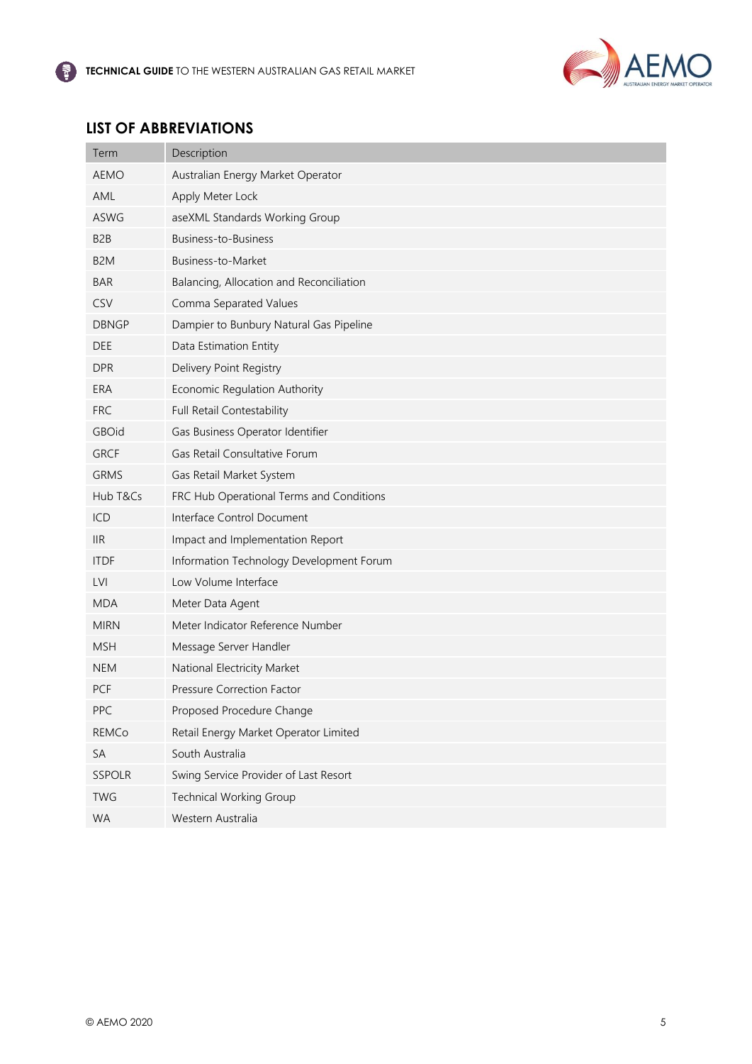## LIST OF ABBREVIATIONS

| Term | Description |
|---|---|
| AEMO | Australian Energy Market Operator |
| AML | Apply Meter Lock |
| ASWG | aseXML Standards Working Group |
| B2B | Business-to-Business |
| B2M | Business-to-Market |
| BAR | Balancing, Allocation and Reconciliation |
| CSV | Comma Separated Values |
| DBNGP | Dampier to Bunbury Natural Gas Pipeline |
| DEE | Data Estimation Entity |
| DPR | Delivery Point Registry |
| ERA | Economic Regulation Authority |
| FRC | Full Retail Contestability |
| GBOid | Gas Business Operator Identifier |
| GRCF | Gas Retail Consultative Forum |
| GRMS | Gas Retail Market System |
| Hub T&Cs | FRC Hub Operational Terms and Conditions |
| ICD | Interface Control Document |
| IIR | Impact and Implementation Report |
| ITDF | Information Technology Development Forum |
| LVI | Low Volume Interface |
| MDA | Meter Data Agent |
| MIRN | Meter Indicator Reference Number |
| MSH | Message Server Handler |
| NEM | National Electricity Market |
| PCF | Pressure Correction Factor |
| PPC | Proposed Procedure Change |
| REMCo | Retail Energy Market Operator Limited |
| SA | South Australia |
| SSPOLR | Swing Service Provider of Last Resort |
| TWG | Technical Working Group |
| WA | Western Australia |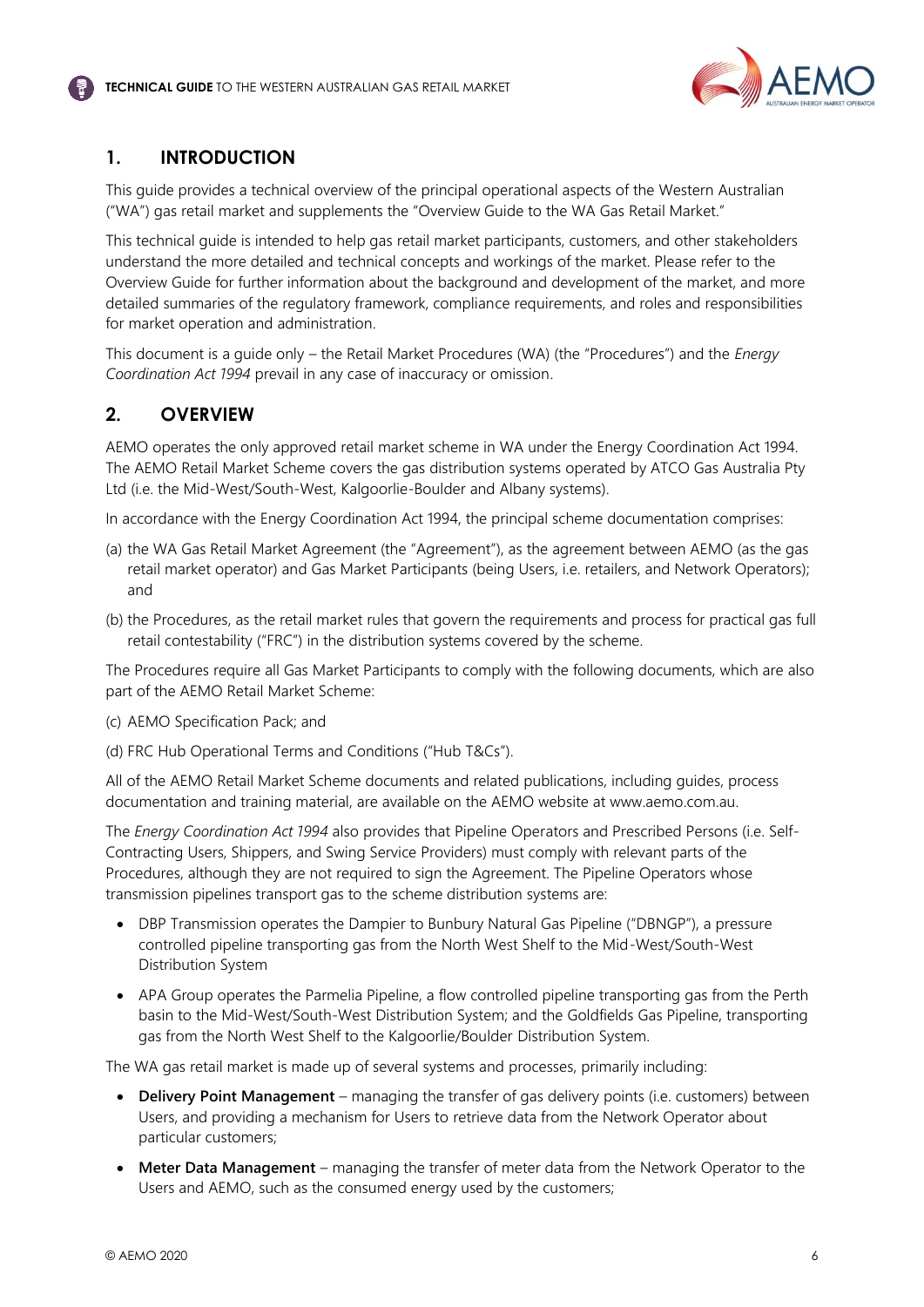## 1. INTRODUCTION

This guide provides a technical overview of the principal operational aspects of the Western Australian ("WA") gas retail market and supplements the "Overview Guide to the WA Gas Retail Market."

This technical guide is intended to help gas retail market participants, customers, and other stakeholders understand the more detailed and technical concepts and workings of the market. Please refer to the Overview Guide for further information about the background and development of the market, and more detailed summaries of the regulatory framework, compliance requirements, and roles and responsibilities for market operation and administration.

This document is a guide only – the Retail Market Procedures (WA) (the "Procedures") and the *Energy Coordination Act 1994* prevail in any case of inaccuracy or omission.

## 2. OVERVIEW

AEMO operates the only approved retail market scheme in WA under the Energy Coordination Act 1994. The AEMO Retail Market Scheme covers the gas distribution systems operated by ATCO Gas Australia Pty Ltd (i.e. the Mid-West/South-West, Kalgoorlie-Boulder and Albany systems).

In accordance with the Energy Coordination Act 1994, the principal scheme documentation comprises:

(a) the WA Gas Retail Market Agreement (the "Agreement"), as the agreement between AEMO (as the gas retail market operator) and Gas Market Participants (being Users, i.e. retailers, and Network Operators); and

(b) the Procedures, as the retail market rules that govern the requirements and process for practical gas full retail contestability ("FRC") in the distribution systems covered by the scheme.

The Procedures require all Gas Market Participants to comply with the following documents, which are also part of the AEMO Retail Market Scheme:

(c) AEMO Specification Pack; and

(d) FRC Hub Operational Terms and Conditions ("Hub T&Cs").

All of the AEMO Retail Market Scheme documents and related publications, including guides, process documentation and training material, are available on the AEMO website at www.aemo.com.au.

The *Energy Coordination Act 1994* also provides that Pipeline Operators and Prescribed Persons (i.e. Self-Contracting Users, Shippers, and Swing Service Providers) must comply with relevant parts of the Procedures, although they are not required to sign the Agreement. The Pipeline Operators whose transmission pipelines transport gas to the scheme distribution systems are:

- DBP Transmission operates the Dampier to Bunbury Natural Gas Pipeline ("DBNGP"), a pressure controlled pipeline transporting gas from the North West Shelf to the Mid-West/South-West Distribution System
- APA Group operates the Parmelia Pipeline, a flow controlled pipeline transporting gas from the Perth basin to the Mid-West/South-West Distribution System; and the Goldfields Gas Pipeline, transporting gas from the North West Shelf to the Kalgoorlie/Boulder Distribution System.

The WA gas retail market is made up of several systems and processes, primarily including:

- **Delivery Point Management** – managing the transfer of gas delivery points (i.e. customers) between Users, and providing a mechanism for Users to retrieve data from the Network Operator about particular customers;
- **Meter Data Management** – managing the transfer of meter data from the Network Operator to the Users and AEMO, such as the consumed energy used by the customers;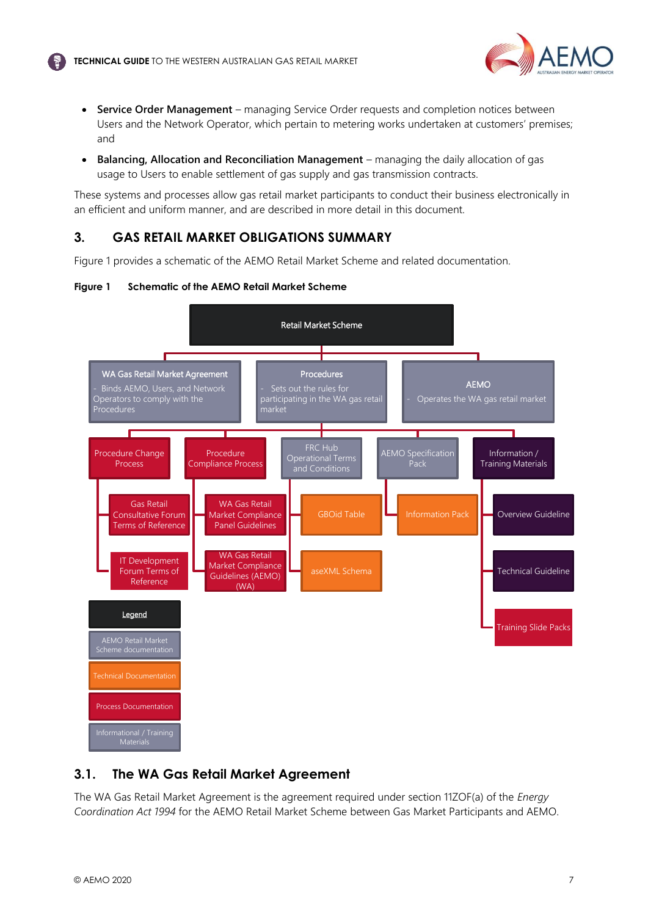- **Service Order Management** – managing Service Order requests and completion notices between Users and the Network Operator, which pertain to metering works undertaken at customers' premises; and
- **Balancing, Allocation and Reconciliation Management** – managing the daily allocation of gas usage to Users to enable settlement of gas supply and gas transmission contracts.

These systems and processes allow gas retail market participants to conduct their business electronically in an efficient and uniform manner, and are described in more detail in this document.

## 3. GAS RETAIL MARKET OBLIGATIONS SUMMARY

Figure 1 provides a schematic of the AEMO Retail Market Scheme and related documentation.

**Figure 1 Schematic of the AEMO Retail Market Scheme**

Retail Market Scheme

- WA Gas Retail Market Agreement
  - Binds AEMO, Users, and Network Operators to comply with the Procedures
- Procedures
  - Sets out the rules for participating in the WA gas retail market
- AEMO
  - Operates the WA gas retail market

- Procedure Change Process
  - Gas Retail Consultative Forum Terms of Reference
  - IT Development Forum Terms of Reference
- Procedure Compliance Process
  - WA Gas Retail Market Compliance Panel Guidelines
  - WA Gas Retail Market Compliance Guidelines (AEMO) (WA)
- FRC Hub Operational Terms and Conditions
  - GBOid Table
  - aseXML Schema
- AEMO Specification Pack
  - Information Pack
- Information / Training Materials
  - Overview Guideline
  - Technical Guideline
  - Training Slide Packs

Legend:
- AEMO Retail Market Scheme documentation
- Technical Documentation
- Process Documentation
- Informational / Training Materials

### 3.1. The WA Gas Retail Market Agreement

The WA Gas Retail Market Agreement is the agreement required under section 11ZOF(a) of the *Energy Coordination Act 1994* for the AEMO Retail Market Scheme between Gas Market Participants and AEMO.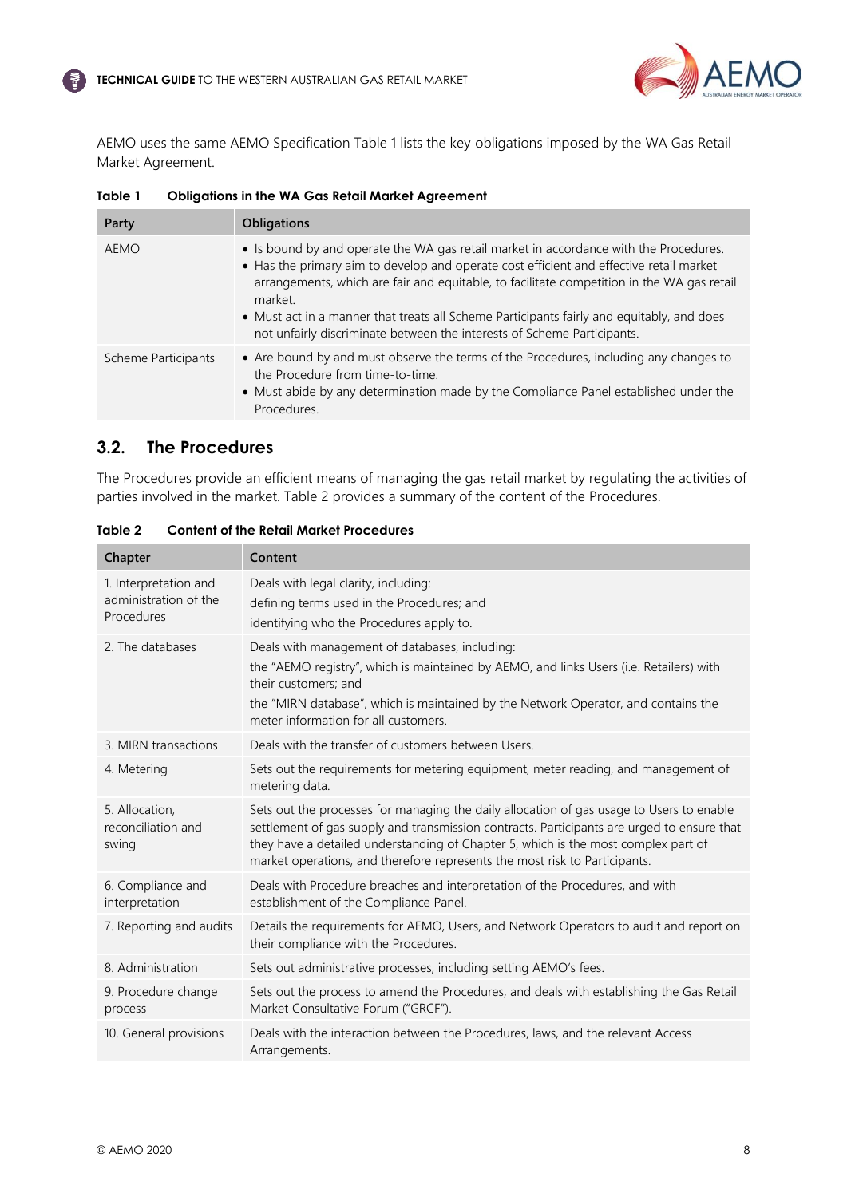AEMO uses the same AEMO Specification Table 1 lists the key obligations imposed by the WA Gas Retail Market Agreement.

**Table 1 Obligations in the WA Gas Retail Market Agreement**

| Party | Obligations |
| --- | --- |
| AEMO | • Is bound by and operate the WA gas retail market in accordance with the Procedures.<br>• Has the primary aim to develop and operate cost efficient and effective retail market arrangements, which are fair and equitable, to facilitate competition in the WA gas retail market.<br>• Must act in a manner that treats all Scheme Participants fairly and equitably, and does not unfairly discriminate between the interests of Scheme Participants. |
| Scheme Participants | • Are bound by and must observe the terms of the Procedures, including any changes to the Procedure from time-to-time.<br>• Must abide by any determination made by the Compliance Panel established under the Procedures. |

## 3.2. The Procedures

The Procedures provide an efficient means of managing the gas retail market by regulating the activities of parties involved in the market. Table 2 provides a summary of the content of the Procedures.

**Table 2 Content of the Retail Market Procedures**

| Chapter | Content |
| --- | --- |
| 1. Interpretation and administration of the Procedures | Deals with legal clarity, including:<br>defining terms used in the Procedures; and<br>identifying who the Procedures apply to. |
| 2. The databases | Deals with management of databases, including:<br>the "AEMO registry", which is maintained by AEMO, and links Users (i.e. Retailers) with their customers; and<br>the "MIRN database", which is maintained by the Network Operator, and contains the meter information for all customers. |
| 3. MIRN transactions | Deals with the transfer of customers between Users. |
| 4. Metering | Sets out the requirements for metering equipment, meter reading, and management of metering data. |
| 5. Allocation, reconciliation and swing | Sets out the processes for managing the daily allocation of gas usage to Users to enable settlement of gas supply and transmission contracts. Participants are urged to ensure that they have a detailed understanding of Chapter 5, which is the most complex part of market operations, and therefore represents the most risk to Participants. |
| 6. Compliance and interpretation | Deals with Procedure breaches and interpretation of the Procedures, and with establishment of the Compliance Panel. |
| 7. Reporting and audits | Details the requirements for AEMO, Users, and Network Operators to audit and report on their compliance with the Procedures. |
| 8. Administration | Sets out administrative processes, including setting AEMO's fees. |
| 9. Procedure change process | Sets out the process to amend the Procedures, and deals with establishing the Gas Retail Market Consultative Forum ("GRCF"). |
| 10. General provisions | Deals with the interaction between the Procedures, laws, and the relevant Access Arrangements. |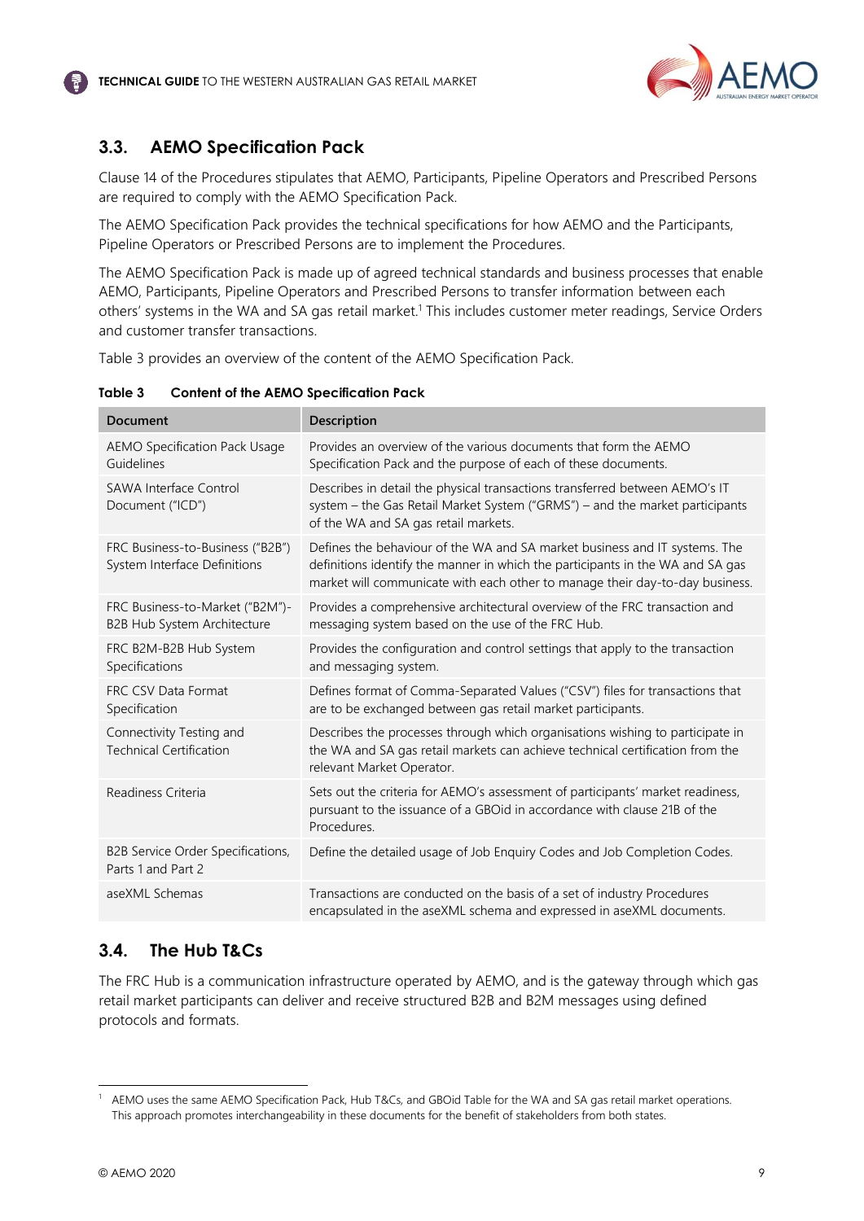## 3.3. AEMO Specification Pack

Clause 14 of the Procedures stipulates that AEMO, Participants, Pipeline Operators and Prescribed Persons are required to comply with the AEMO Specification Pack.

The AEMO Specification Pack provides the technical specifications for how AEMO and the Participants, Pipeline Operators or Prescribed Persons are to implement the Procedures.

The AEMO Specification Pack is made up of agreed technical standards and business processes that enable AEMO, Participants, Pipeline Operators and Prescribed Persons to transfer information between each others' systems in the WA and SA gas retail market.[1] This includes customer meter readings, Service Orders and customer transfer transactions.

Table 3 provides an overview of the content of the AEMO Specification Pack.

**Table 3 Content of the AEMO Specification Pack**

| Document | Description |
|---|---|
| AEMO Specification Pack Usage Guidelines | Provides an overview of the various documents that form the AEMO Specification Pack and the purpose of each of these documents. |
| SAWA Interface Control Document ("ICD") | Describes in detail the physical transactions transferred between AEMO's IT system – the Gas Retail Market System ("GRMS") – and the market participants of the WA and SA gas retail markets. |
| FRC Business-to-Business ("B2B") System Interface Definitions | Defines the behaviour of the WA and SA market business and IT systems. The definitions identify the manner in which the participants in the WA and SA gas market will communicate with each other to manage their day-to-day business. |
| FRC Business-to-Market ("B2M")-B2B Hub System Architecture | Provides a comprehensive architectural overview of the FRC transaction and messaging system based on the use of the FRC Hub. |
| FRC B2M-B2B Hub System Specifications | Provides the configuration and control settings that apply to the transaction and messaging system. |
| FRC CSV Data Format Specification | Defines format of Comma-Separated Values ("CSV") files for transactions that are to be exchanged between gas retail market participants. |
| Connectivity Testing and Technical Certification | Describes the processes through which organisations wishing to participate in the WA and SA gas retail markets can achieve technical certification from the relevant Market Operator. |
| Readiness Criteria | Sets out the criteria for AEMO's assessment of participants' market readiness, pursuant to the issuance of a GBOid in accordance with clause 21B of the Procedures. |
| B2B Service Order Specifications, Parts 1 and Part 2 | Define the detailed usage of Job Enquiry Codes and Job Completion Codes. |
| aseXML Schemas | Transactions are conducted on the basis of a set of industry Procedures encapsulated in the aseXML schema and expressed in aseXML documents. |

## 3.4. The Hub T&Cs

The FRC Hub is a communication infrastructure operated by AEMO, and is the gateway through which gas retail market participants can deliver and receive structured B2B and B2M messages using defined protocols and formats.

[1] AEMO uses the same AEMO Specification Pack, Hub T&Cs, and GBOid Table for the WA and SA gas retail market operations. This approach promotes interchangeability in these documents for the benefit of stakeholders from both states.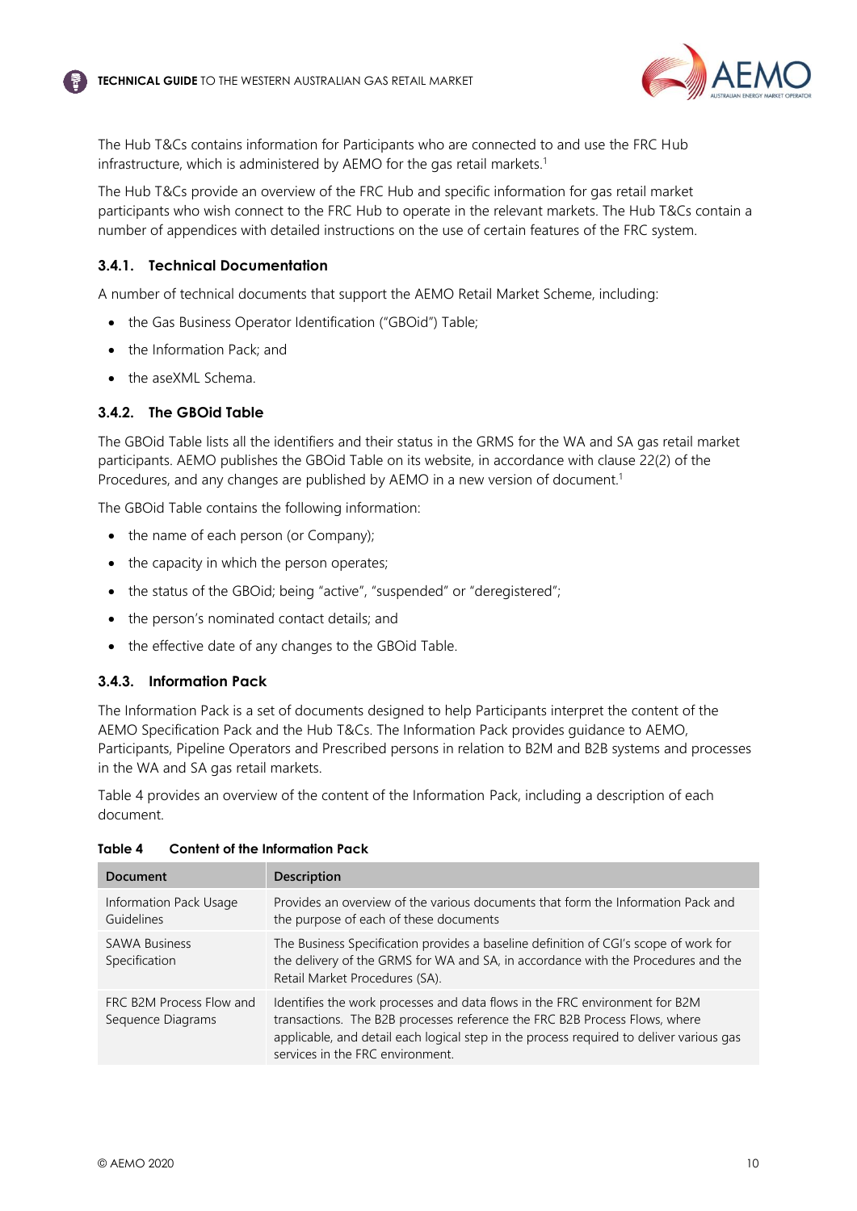The Hub T&Cs contains information for Participants who are connected to and use the FRC Hub infrastructure, which is administered by AEMO for the gas retail markets.[1]

The Hub T&Cs provide an overview of the FRC Hub and specific information for gas retail market participants who wish connect to the FRC Hub to operate in the relevant markets. The Hub T&Cs contain a number of appendices with detailed instructions on the use of certain features of the FRC system.

### 3.4.1. Technical Documentation

A number of technical documents that support the AEMO Retail Market Scheme, including:

- the Gas Business Operator Identification ("GBOid") Table;
- the Information Pack; and
- the aseXML Schema.

### 3.4.2. The GBOid Table

The GBOid Table lists all the identifiers and their status in the GRMS for the WA and SA gas retail market participants. AEMO publishes the GBOid Table on its website, in accordance with clause 22(2) of the Procedures, and any changes are published by AEMO in a new version of document.[1]

The GBOid Table contains the following information:

- the name of each person (or Company);
- the capacity in which the person operates;
- the status of the GBOid; being "active", "suspended" or "deregistered";
- the person's nominated contact details; and
- the effective date of any changes to the GBOid Table.

### 3.4.3. Information Pack

The Information Pack is a set of documents designed to help Participants interpret the content of the AEMO Specification Pack and the Hub T&Cs. The Information Pack provides guidance to AEMO, Participants, Pipeline Operators and Prescribed persons in relation to B2M and B2B systems and processes in the WA and SA gas retail markets.

Table 4 provides an overview of the content of the Information Pack, including a description of each document.

**Table 4 Content of the Information Pack**

| Document | Description |
|---|---|
| Information Pack Usage Guidelines | Provides an overview of the various documents that form the Information Pack and the purpose of each of these documents |
| SAWA Business Specification | The Business Specification provides a baseline definition of CGI's scope of work for the delivery of the GRMS for WA and SA, in accordance with the Procedures and the Retail Market Procedures (SA). |
| FRC B2M Process Flow and Sequence Diagrams | Identifies the work processes and data flows in the FRC environment for B2M transactions. The B2B processes reference the FRC B2B Process Flows, where applicable, and detail each logical step in the process required to deliver various gas services in the FRC environment. |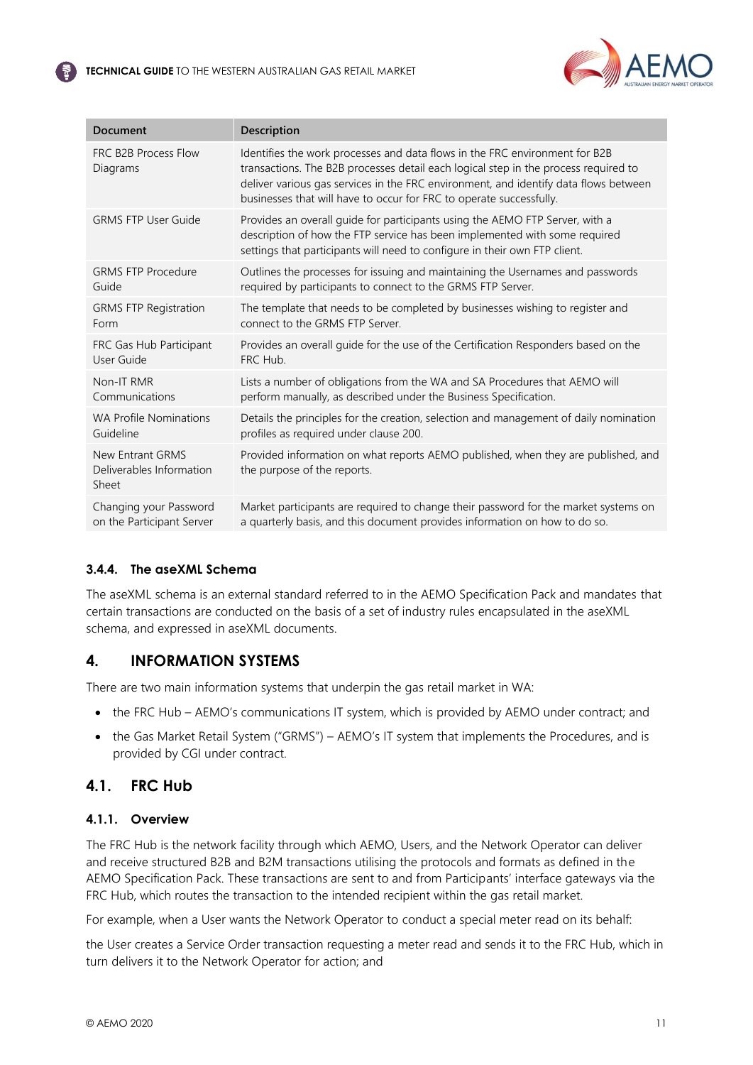| Document | Description |
| --- | --- |
| FRC B2B Process Flow Diagrams | Identifies the work processes and data flows in the FRC environment for B2B transactions. The B2B processes detail each logical step in the process required to deliver various gas services in the FRC environment, and identify data flows between businesses that will have to occur for FRC to operate successfully. |
| GRMS FTP User Guide | Provides an overall guide for participants using the AEMO FTP Server, with a description of how the FTP service has been implemented with some required settings that participants will need to configure in their own FTP client. |
| GRMS FTP Procedure Guide | Outlines the processes for issuing and maintaining the Usernames and passwords required by participants to connect to the GRMS FTP Server. |
| GRMS FTP Registration Form | The template that needs to be completed by businesses wishing to register and connect to the GRMS FTP Server. |
| FRC Gas Hub Participant User Guide | Provides an overall guide for the use of the Certification Responders based on the FRC Hub. |
| Non-IT RMR Communications | Lists a number of obligations from the WA and SA Procedures that AEMO will perform manually, as described under the Business Specification. |
| WA Profile Nominations Guideline | Details the principles for the creation, selection and management of daily nomination profiles as required under clause 200. |
| New Entrant GRMS Deliverables Information Sheet | Provided information on what reports AEMO published, when they are published, and the purpose of the reports. |
| Changing your Password on the Participant Server | Market participants are required to change their password for the market systems on a quarterly basis, and this document provides information on how to do so. |

#### 3.4.4. The aseXML Schema

The aseXML schema is an external standard referred to in the AEMO Specification Pack and mandates that certain transactions are conducted on the basis of a set of industry rules encapsulated in the aseXML schema, and expressed in aseXML documents.

# 4. INFORMATION SYSTEMS

There are two main information systems that underpin the gas retail market in WA:

- the FRC Hub – AEMO's communications IT system, which is provided by AEMO under contract; and
- the Gas Market Retail System ("GRMS") – AEMO's IT system that implements the Procedures, and is provided by CGI under contract.

## 4.1. FRC Hub

#### 4.1.1. Overview

The FRC Hub is the network facility through which AEMO, Users, and the Network Operator can deliver and receive structured B2B and B2M transactions utilising the protocols and formats as defined in the AEMO Specification Pack. These transactions are sent to and from Participants' interface gateways via the FRC Hub, which routes the transaction to the intended recipient within the gas retail market.

For example, when a User wants the Network Operator to conduct a special meter read on its behalf:

the User creates a Service Order transaction requesting a meter read and sends it to the FRC Hub, which in turn delivers it to the Network Operator for action; and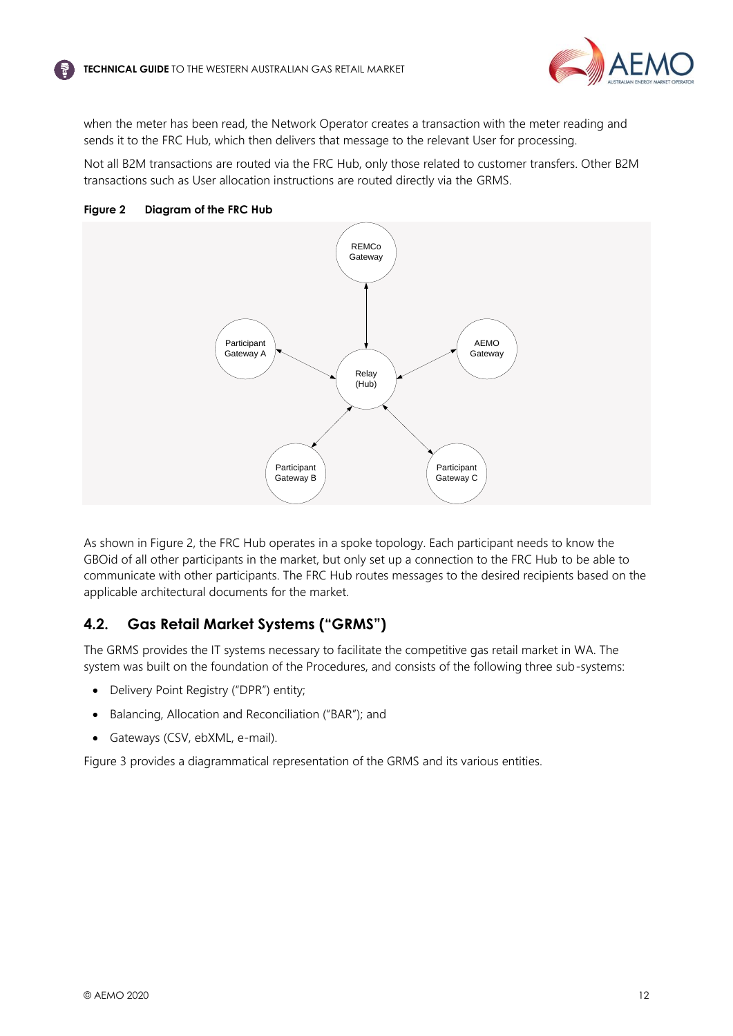when the meter has been read, the Network Operator creates a transaction with the meter reading and sends it to the FRC Hub, which then delivers that message to the relevant User for processing.

Not all B2M transactions are routed via the FRC Hub, only those related to customer transfers. Other B2M transactions such as User allocation instructions are routed directly via the GRMS.

**Figure 2 Diagram of the FRC Hub**

As shown in Figure 2, the FRC Hub operates in a spoke topology. Each participant needs to know the GBOid of all other participants in the market, but only set up a connection to the FRC Hub to be able to communicate with other participants. The FRC Hub routes messages to the desired recipients based on the applicable architectural documents for the market.

## 4.2. Gas Retail Market Systems ("GRMS")

The GRMS provides the IT systems necessary to facilitate the competitive gas retail market in WA. The system was built on the foundation of the Procedures, and consists of the following three sub-systems:

- Delivery Point Registry ("DPR") entity;
- Balancing, Allocation and Reconciliation ("BAR"); and
- Gateways (CSV, ebXML, e-mail).

Figure 3 provides a diagrammatical representation of the GRMS and its various entities.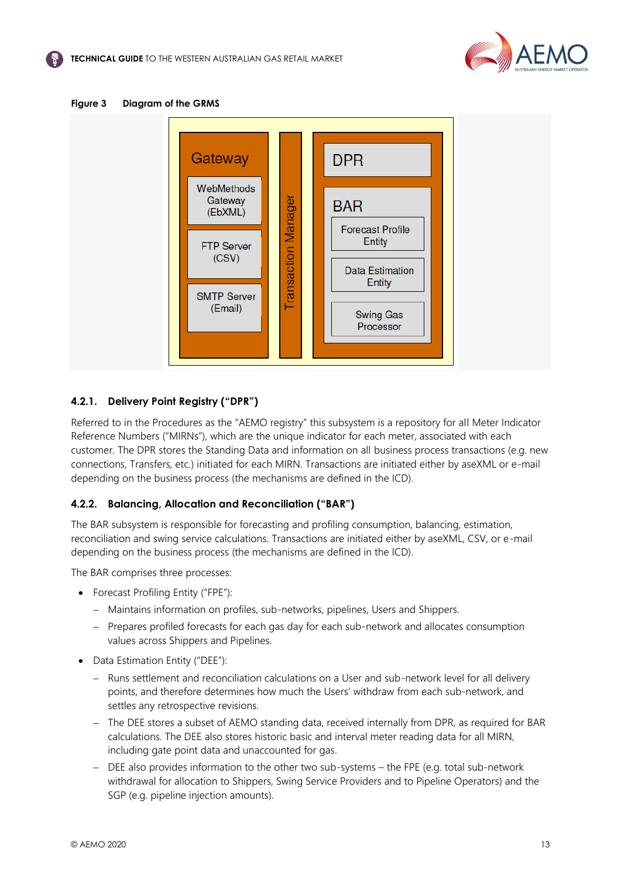Figure 3 Diagram of the GRMS

Gateway

WebMethods Gateway (EbXML)

FTP Server (CSV)

SMTP Server (Email)

Transaction Manager

DPR

BAR

Forecast Profile Entity

Data Estimation Entity

Swing Gas Processor

### 4.2.1. Delivery Point Registry ("DPR")

Referred to in the Procedures as the "AEMO registry" this subsystem is a repository for all Meter Indicator Reference Numbers ("MIRNs"), which are the unique indicator for each meter, associated with each customer. The DPR stores the Standing Data and information on all business process transactions (e.g. new connections, Transfers, etc.) initiated for each MIRN. Transactions are initiated either by aseXML or e-mail depending on the business process (the mechanisms are defined in the ICD).

### 4.2.2. Balancing, Allocation and Reconciliation ("BAR")

The BAR subsystem is responsible for forecasting and profiling consumption, balancing, estimation, reconciliation and swing service calculations. Transactions are initiated either by aseXML, CSV, or e-mail depending on the business process (the mechanisms are defined in the ICD).

The BAR comprises three processes:

- Forecast Profiling Entity ("FPE"):
  - Maintains information on profiles, sub-networks, pipelines, Users and Shippers.
  - Prepares profiled forecasts for each gas day for each sub-network and allocates consumption values across Shippers and Pipelines.
- Data Estimation Entity ("DEE"):
  - Runs settlement and reconciliation calculations on a User and sub-network level for all delivery points, and therefore determines how much the Users' withdraw from each sub-network, and settles any retrospective revisions.
  - The DEE stores a subset of AEMO standing data, received internally from DPR, as required for BAR calculations. The DEE also stores historic basic and interval meter reading data for all MIRN, including gate point data and unaccounted for gas.
  - DEE also provides information to the other two sub-systems – the FPE (e.g. total sub-network withdrawal for allocation to Shippers, Swing Service Providers and to Pipeline Operators) and the SGP (e.g. pipeline injection amounts).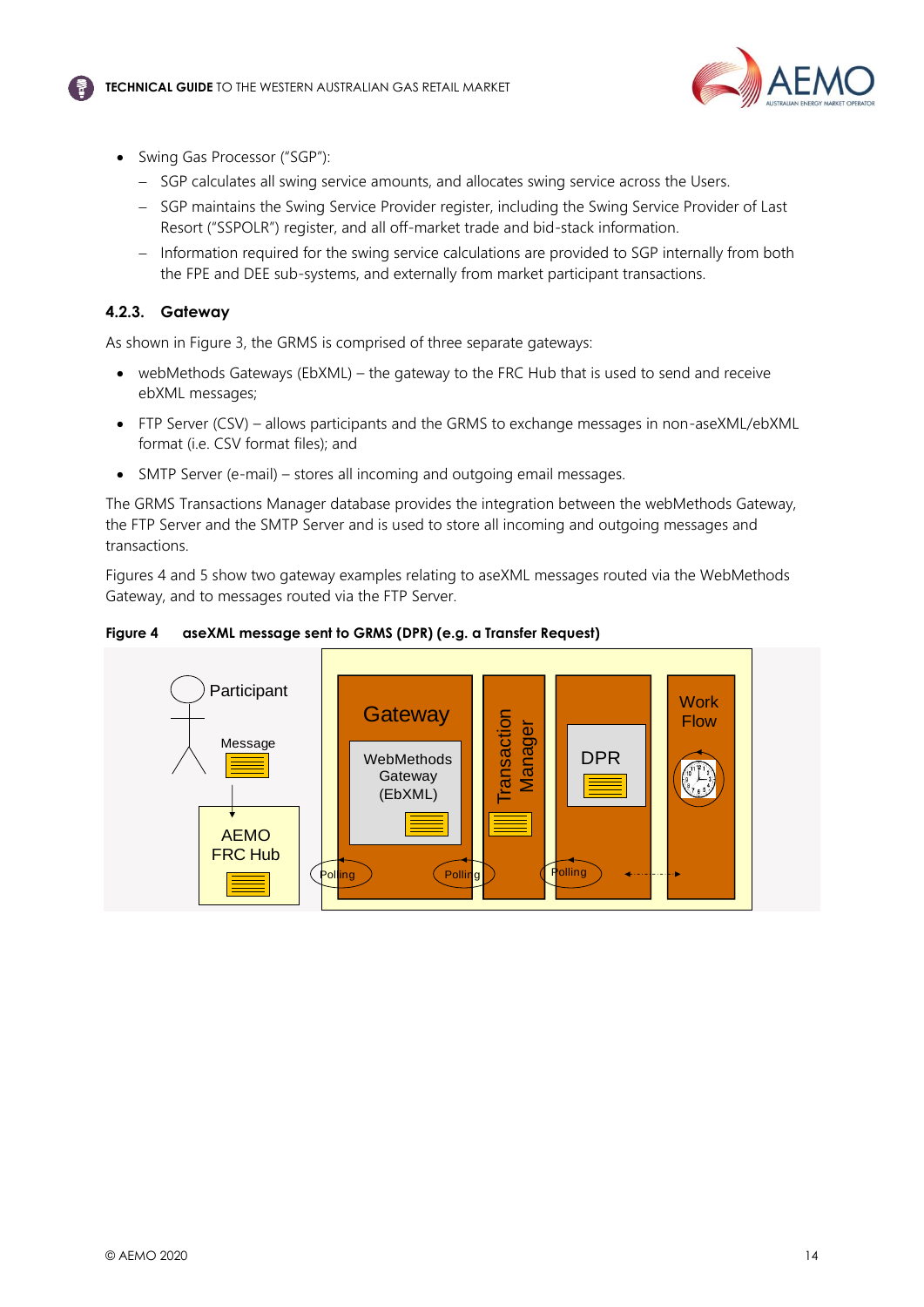- Swing Gas Processor ("SGP"):
  - SGP calculates all swing service amounts, and allocates swing service across the Users.
  - SGP maintains the Swing Service Provider register, including the Swing Service Provider of Last Resort ("SSPOLR") register, and all off-market trade and bid-stack information.
  - Information required for the swing service calculations are provided to SGP internally from both the FPE and DEE sub-systems, and externally from market participant transactions.

### 4.2.3. Gateway

As shown in Figure 3, the GRMS is comprised of three separate gateways:

- webMethods Gateways (EbXML) – the gateway to the FRC Hub that is used to send and receive ebXML messages;
- FTP Server (CSV) – allows participants and the GRMS to exchange messages in non-aseXML/ebXML format (i.e. CSV format files); and
- SMTP Server (e-mail) – stores all incoming and outgoing email messages.

The GRMS Transactions Manager database provides the integration between the webMethods Gateway, the FTP Server and the SMTP Server and is used to store all incoming and outgoing messages and transactions.

Figures 4 and 5 show two gateway examples relating to aseXML messages routed via the WebMethods Gateway, and to messages routed via the FTP Server.

**Figure 4 aseXML message sent to GRMS (DPR) (e.g. a Transfer Request)**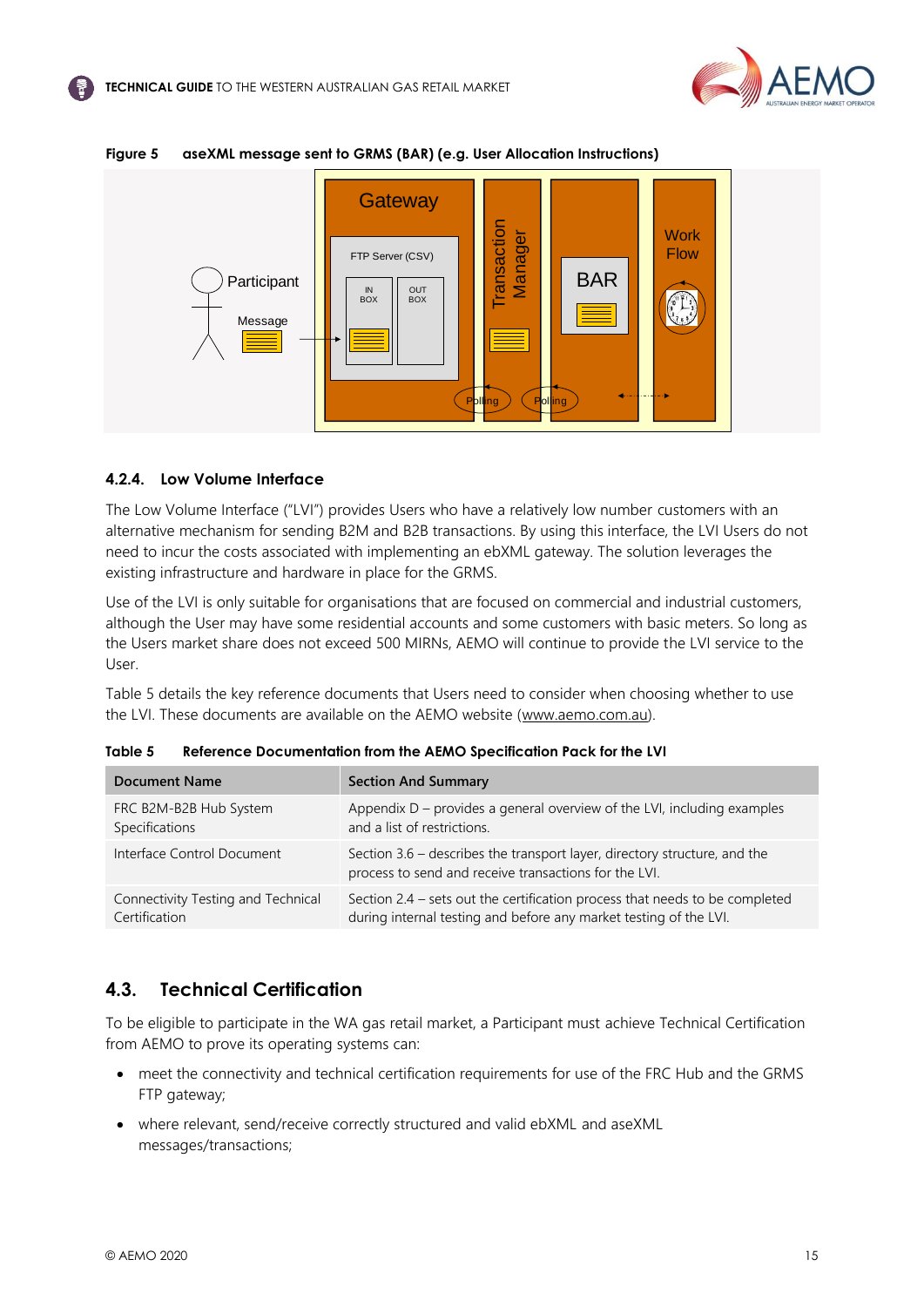**Figure 5 aseXML message sent to GRMS (BAR) (e.g. User Allocation Instructions)**

### 4.2.4. Low Volume Interface

The Low Volume Interface ("LVI") provides Users who have a relatively low number customers with an alternative mechanism for sending B2M and B2B transactions. By using this interface, the LVI Users do not need to incur the costs associated with implementing an ebXML gateway. The solution leverages the existing infrastructure and hardware in place for the GRMS.

Use of the LVI is only suitable for organisations that are focused on commercial and industrial customers, although the User may have some residential accounts and some customers with basic meters. So long as the Users market share does not exceed 500 MIRNs, AEMO will continue to provide the LVI service to the User.

Table 5 details the key reference documents that Users need to consider when choosing whether to use the LVI. These documents are available on the AEMO website (www.aemo.com.au).

**Table 5 Reference Documentation from the AEMO Specification Pack for the LVI**

| Document Name | Section And Summary |
|---|---|
| FRC B2M-B2B Hub System Specifications | Appendix D – provides a general overview of the LVI, including examples and a list of restrictions. |
| Interface Control Document | Section 3.6 – describes the transport layer, directory structure, and the process to send and receive transactions for the LVI. |
| Connectivity Testing and Technical Certification | Section 2.4 – sets out the certification process that needs to be completed during internal testing and before any market testing of the LVI. |

## 4.3. Technical Certification

To be eligible to participate in the WA gas retail market, a Participant must achieve Technical Certification from AEMO to prove its operating systems can:

- meet the connectivity and technical certification requirements for use of the FRC Hub and the GRMS FTP gateway;
- where relevant, send/receive correctly structured and valid ebXML and aseXML messages/transactions;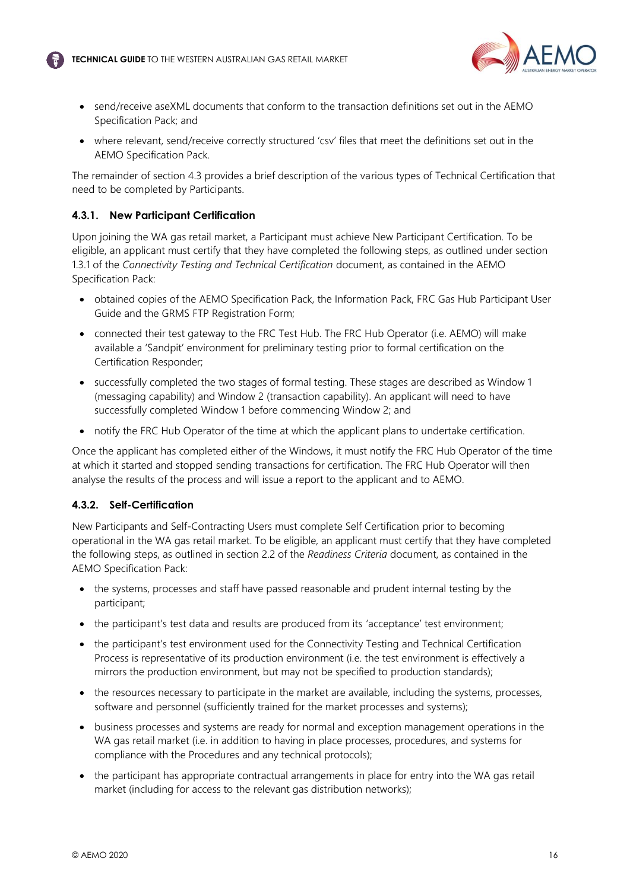- send/receive aseXML documents that conform to the transaction definitions set out in the AEMO Specification Pack; and
- where relevant, send/receive correctly structured 'csv' files that meet the definitions set out in the AEMO Specification Pack.

The remainder of section 4.3 provides a brief description of the various types of Technical Certification that need to be completed by Participants.

### 4.3.1. New Participant Certification

Upon joining the WA gas retail market, a Participant must achieve New Participant Certification. To be eligible, an applicant must certify that they have completed the following steps, as outlined under section 1.3.1 of the *Connectivity Testing and Technical Certification* document, as contained in the AEMO Specification Pack:

- obtained copies of the AEMO Specification Pack, the Information Pack, FRC Gas Hub Participant User Guide and the GRMS FTP Registration Form;
- connected their test gateway to the FRC Test Hub. The FRC Hub Operator (i.e. AEMO) will make available a 'Sandpit' environment for preliminary testing prior to formal certification on the Certification Responder;
- successfully completed the two stages of formal testing. These stages are described as Window 1 (messaging capability) and Window 2 (transaction capability). An applicant will need to have successfully completed Window 1 before commencing Window 2; and
- notify the FRC Hub Operator of the time at which the applicant plans to undertake certification.

Once the applicant has completed either of the Windows, it must notify the FRC Hub Operator of the time at which it started and stopped sending transactions for certification. The FRC Hub Operator will then analyse the results of the process and will issue a report to the applicant and to AEMO.

### 4.3.2. Self-Certification

New Participants and Self-Contracting Users must complete Self Certification prior to becoming operational in the WA gas retail market. To be eligible, an applicant must certify that they have completed the following steps, as outlined in section 2.2 of the *Readiness Criteria* document, as contained in the AEMO Specification Pack:

- the systems, processes and staff have passed reasonable and prudent internal testing by the participant;
- the participant's test data and results are produced from its 'acceptance' test environment;
- the participant's test environment used for the Connectivity Testing and Technical Certification Process is representative of its production environment (i.e. the test environment is effectively a mirrors the production environment, but may not be specified to production standards);
- the resources necessary to participate in the market are available, including the systems, processes, software and personnel (sufficiently trained for the market processes and systems);
- business processes and systems are ready for normal and exception management operations in the WA gas retail market (i.e. in addition to having in place processes, procedures, and systems for compliance with the Procedures and any technical protocols);
- the participant has appropriate contractual arrangements in place for entry into the WA gas retail market (including for access to the relevant gas distribution networks);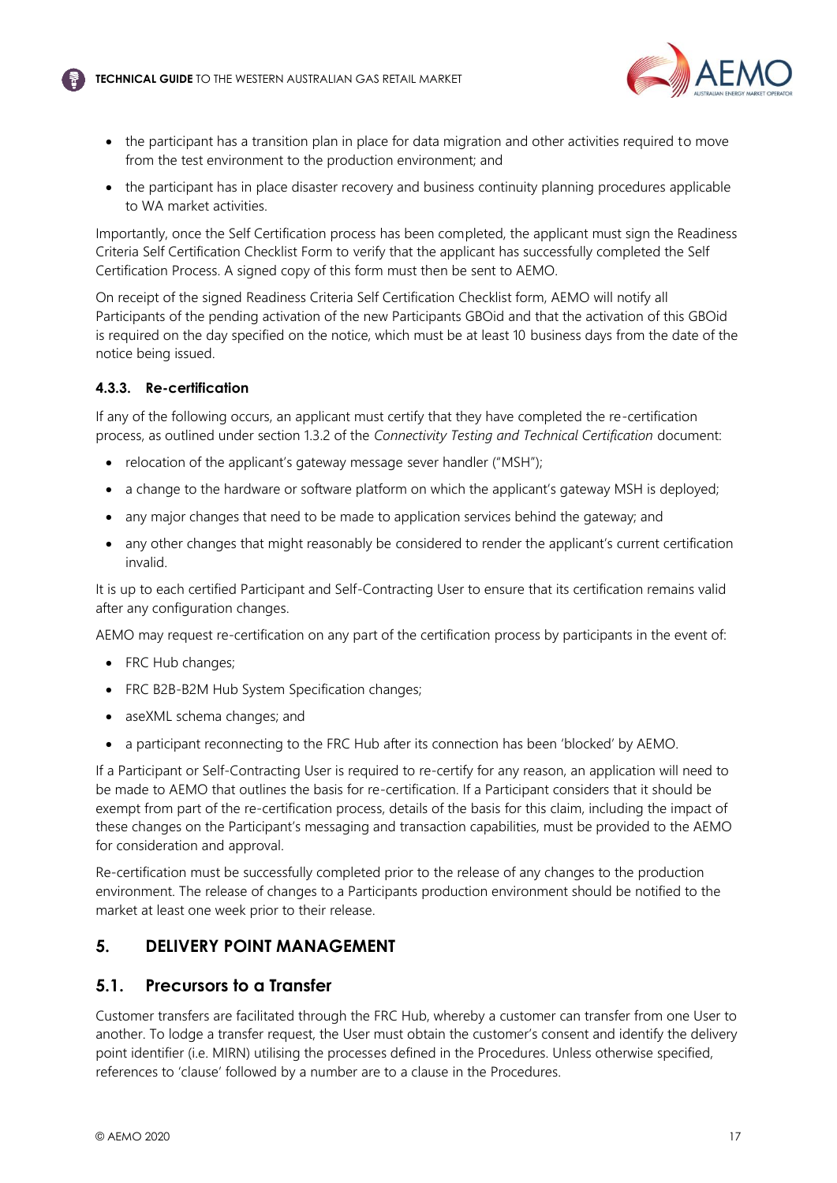- the participant has a transition plan in place for data migration and other activities required to move from the test environment to the production environment; and
- the participant has in place disaster recovery and business continuity planning procedures applicable to WA market activities.

Importantly, once the Self Certification process has been completed, the applicant must sign the Readiness Criteria Self Certification Checklist Form to verify that the applicant has successfully completed the Self Certification Process. A signed copy of this form must then be sent to AEMO.

On receipt of the signed Readiness Criteria Self Certification Checklist form, AEMO will notify all Participants of the pending activation of the new Participants GBOid and that the activation of this GBOid is required on the day specified on the notice, which must be at least 10 business days from the date of the notice being issued.

### 4.3.3. Re-certification

If any of the following occurs, an applicant must certify that they have completed the re-certification process, as outlined under section 1.3.2 of the *Connectivity Testing and Technical Certification* document:

- relocation of the applicant's gateway message sever handler ("MSH");
- a change to the hardware or software platform on which the applicant's gateway MSH is deployed;
- any major changes that need to be made to application services behind the gateway; and
- any other changes that might reasonably be considered to render the applicant's current certification invalid.

It is up to each certified Participant and Self-Contracting User to ensure that its certification remains valid after any configuration changes.

AEMO may request re-certification on any part of the certification process by participants in the event of:

- FRC Hub changes;
- FRC B2B-B2M Hub System Specification changes;
- aseXML schema changes; and
- a participant reconnecting to the FRC Hub after its connection has been 'blocked' by AEMO.

If a Participant or Self-Contracting User is required to re-certify for any reason, an application will need to be made to AEMO that outlines the basis for re-certification. If a Participant considers that it should be exempt from part of the re-certification process, details of the basis for this claim, including the impact of these changes on the Participant's messaging and transaction capabilities, must be provided to the AEMO for consideration and approval.

Re-certification must be successfully completed prior to the release of any changes to the production environment. The release of changes to a Participants production environment should be notified to the market at least one week prior to their release.

## 5. DELIVERY POINT MANAGEMENT

### 5.1. Precursors to a Transfer

Customer transfers are facilitated through the FRC Hub, whereby a customer can transfer from one User to another. To lodge a transfer request, the User must obtain the customer's consent and identify the delivery point identifier (i.e. MIRN) utilising the processes defined in the Procedures. Unless otherwise specified, references to 'clause' followed by a number are to a clause in the Procedures.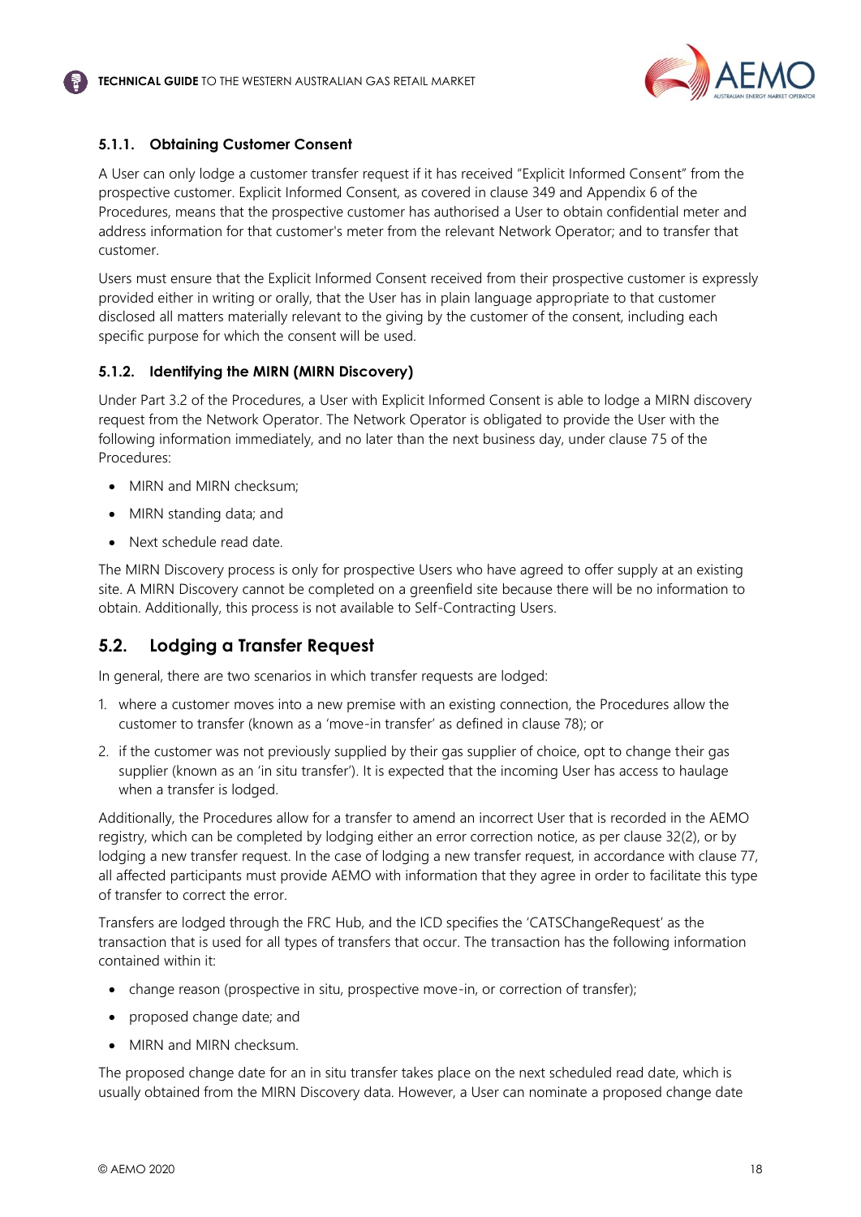### 5.1.1. Obtaining Customer Consent

A User can only lodge a customer transfer request if it has received "Explicit Informed Consent" from the prospective customer. Explicit Informed Consent, as covered in clause 349 and Appendix 6 of the Procedures, means that the prospective customer has authorised a User to obtain confidential meter and address information for that customer's meter from the relevant Network Operator; and to transfer that customer.

Users must ensure that the Explicit Informed Consent received from their prospective customer is expressly provided either in writing or orally, that the User has in plain language appropriate to that customer disclosed all matters materially relevant to the giving by the customer of the consent, including each specific purpose for which the consent will be used.

### 5.1.2. Identifying the MIRN (MIRN Discovery)

Under Part 3.2 of the Procedures, a User with Explicit Informed Consent is able to lodge a MIRN discovery request from the Network Operator. The Network Operator is obligated to provide the User with the following information immediately, and no later than the next business day, under clause 75 of the Procedures:

- MIRN and MIRN checksum;
- MIRN standing data; and
- Next schedule read date.

The MIRN Discovery process is only for prospective Users who have agreed to offer supply at an existing site. A MIRN Discovery cannot be completed on a greenfield site because there will be no information to obtain. Additionally, this process is not available to Self-Contracting Users.

## 5.2. Lodging a Transfer Request

In general, there are two scenarios in which transfer requests are lodged:

1. where a customer moves into a new premise with an existing connection, the Procedures allow the customer to transfer (known as a 'move-in transfer' as defined in clause 78); or
2. if the customer was not previously supplied by their gas supplier of choice, opt to change their gas supplier (known as an 'in situ transfer'). It is expected that the incoming User has access to haulage when a transfer is lodged.

Additionally, the Procedures allow for a transfer to amend an incorrect User that is recorded in the AEMO registry, which can be completed by lodging either an error correction notice, as per clause 32(2), or by lodging a new transfer request. In the case of lodging a new transfer request, in accordance with clause 77, all affected participants must provide AEMO with information that they agree in order to facilitate this type of transfer to correct the error.

Transfers are lodged through the FRC Hub, and the ICD specifies the 'CATSChangeRequest' as the transaction that is used for all types of transfers that occur. The transaction has the following information contained within it:

- change reason (prospective in situ, prospective move-in, or correction of transfer);
- proposed change date; and
- MIRN and MIRN checksum.

The proposed change date for an in situ transfer takes place on the next scheduled read date, which is usually obtained from the MIRN Discovery data. However, a User can nominate a proposed change date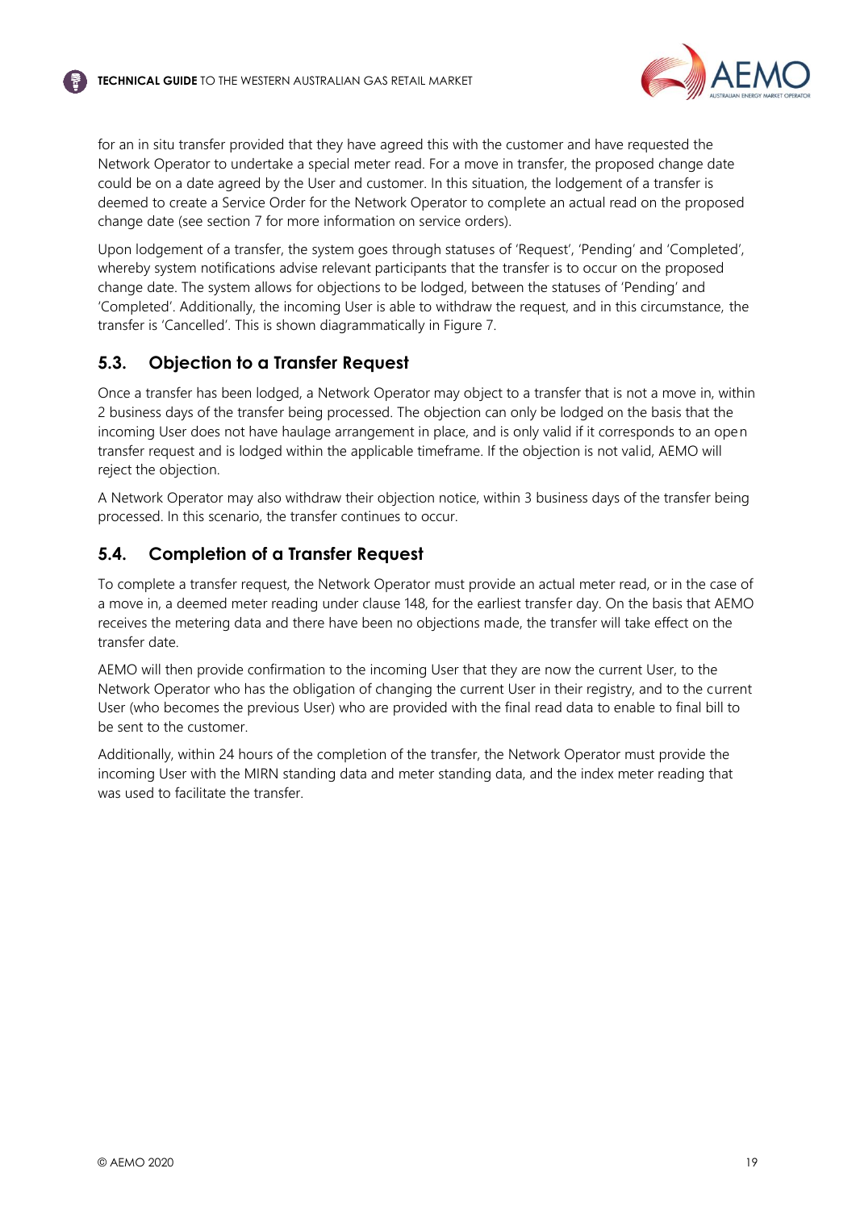for an in situ transfer provided that they have agreed this with the customer and have requested the Network Operator to undertake a special meter read. For a move in transfer, the proposed change date could be on a date agreed by the User and customer. In this situation, the lodgement of a transfer is deemed to create a Service Order for the Network Operator to complete an actual read on the proposed change date (see section 7 for more information on service orders).

Upon lodgement of a transfer, the system goes through statuses of 'Request', 'Pending' and 'Completed', whereby system notifications advise relevant participants that the transfer is to occur on the proposed change date. The system allows for objections to be lodged, between the statuses of 'Pending' and 'Completed'. Additionally, the incoming User is able to withdraw the request, and in this circumstance, the transfer is 'Cancelled'. This is shown diagrammatically in Figure 7.

## 5.3. Objection to a Transfer Request

Once a transfer has been lodged, a Network Operator may object to a transfer that is not a move in, within 2 business days of the transfer being processed. The objection can only be lodged on the basis that the incoming User does not have haulage arrangement in place, and is only valid if it corresponds to an open transfer request and is lodged within the applicable timeframe. If the objection is not valid, AEMO will reject the objection.

A Network Operator may also withdraw their objection notice, within 3 business days of the transfer being processed. In this scenario, the transfer continues to occur.

## 5.4. Completion of a Transfer Request

To complete a transfer request, the Network Operator must provide an actual meter read, or in the case of a move in, a deemed meter reading under clause 148, for the earliest transfer day. On the basis that AEMO receives the metering data and there have been no objections made, the transfer will take effect on the transfer date.

AEMO will then provide confirmation to the incoming User that they are now the current User, to the Network Operator who has the obligation of changing the current User in their registry, and to the current User (who becomes the previous User) who are provided with the final read data to enable to final bill to be sent to the customer.

Additionally, within 24 hours of the completion of the transfer, the Network Operator must provide the incoming User with the MIRN standing data and meter standing data, and the index meter reading that was used to facilitate the transfer.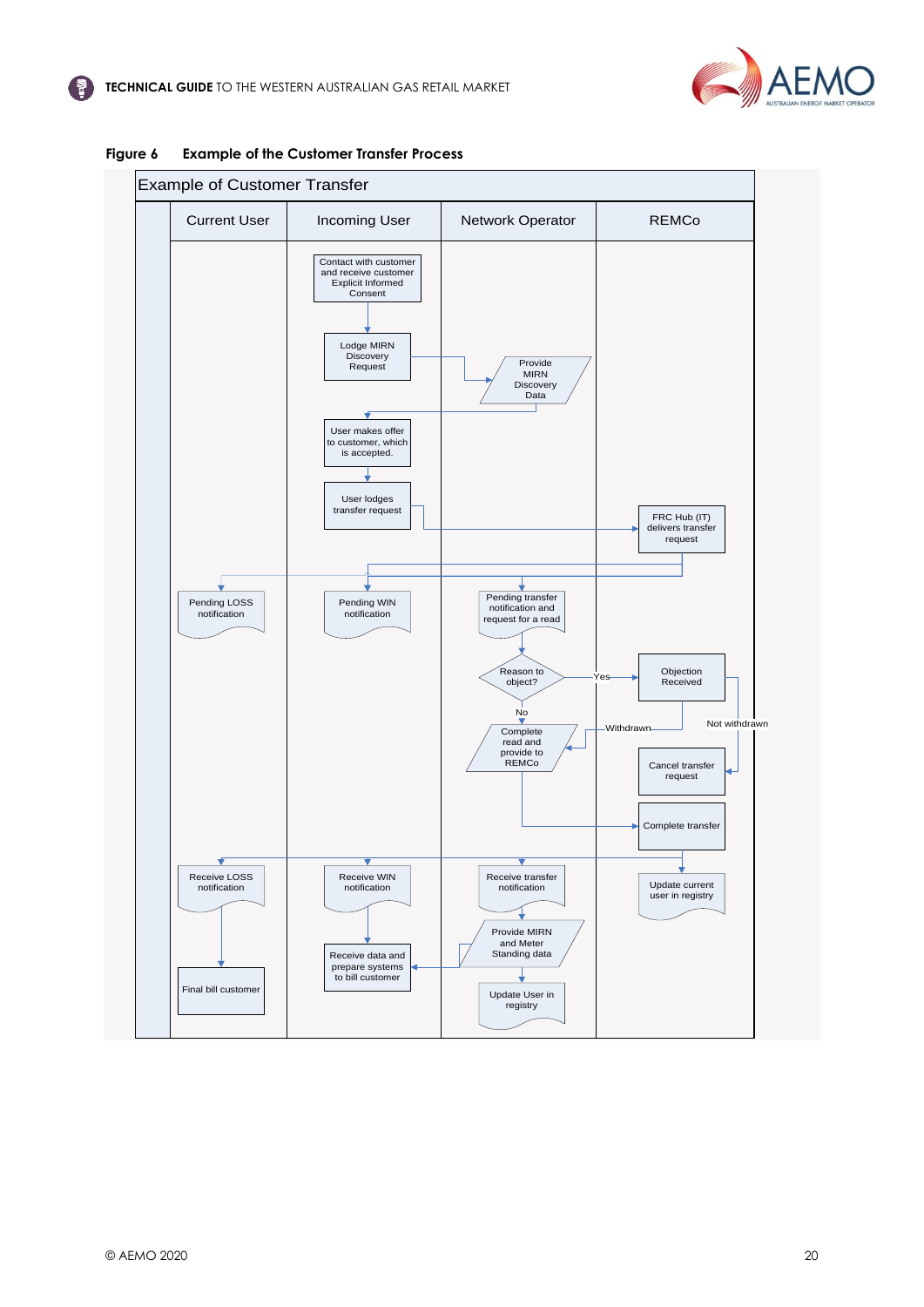**Figure 6 Example of the Customer Transfer Process**

Example of Customer Transfer

| Current User | Incoming User | Network Operator | REMCo |
| --- | --- | --- | --- |
| | Contact with customer and receive customer Explicit Informed Consent | | |
| | Lodge MIRN Discovery Request | Provide MIRN Discovery Data | |
| | User makes offer to customer, which is accepted. | | |
| | User lodges transfer request | | FRC Hub (IT) delivers transfer request |
| Pending LOSS notification | Pending WIN notification | Pending transfer notification and request for a read | |
| | | Reason to object? (Yes → Objection Received) | Objection Received |
| | | No: Complete read and provide to REMCo | Withdrawn / Not withdrawn: Cancel transfer request |
| | | | Complete transfer |
| Receive LOSS notification | Receive WIN notification | Receive transfer notification | Update current user in registry |
| | | Provide MIRN and Meter Standing data | |
| Final bill customer | Receive data and prepare systems to bill customer | Update User in registry | |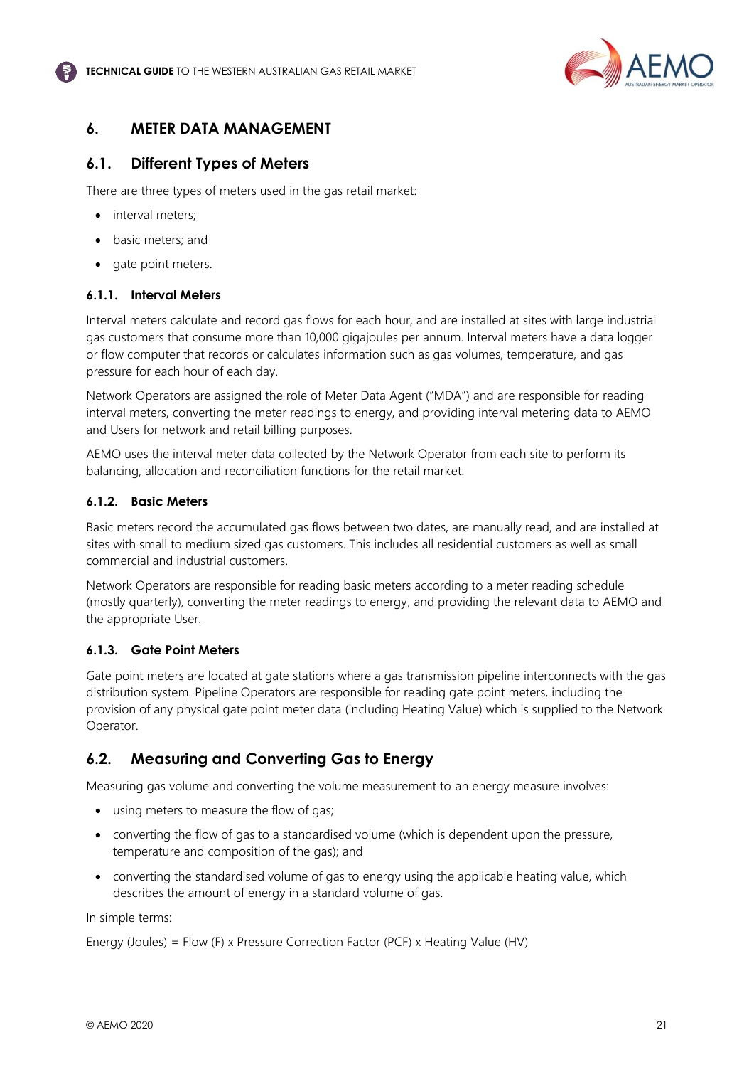## 6. METER DATA MANAGEMENT

### 6.1. Different Types of Meters

There are three types of meters used in the gas retail market:

- interval meters;
- basic meters; and
- gate point meters.

#### 6.1.1. Interval Meters

Interval meters calculate and record gas flows for each hour, and are installed at sites with large industrial gas customers that consume more than 10,000 gigajoules per annum. Interval meters have a data logger or flow computer that records or calculates information such as gas volumes, temperature, and gas pressure for each hour of each day.

Network Operators are assigned the role of Meter Data Agent ("MDA") and are responsible for reading interval meters, converting the meter readings to energy, and providing interval metering data to AEMO and Users for network and retail billing purposes.

AEMO uses the interval meter data collected by the Network Operator from each site to perform its balancing, allocation and reconciliation functions for the retail market.

#### 6.1.2. Basic Meters

Basic meters record the accumulated gas flows between two dates, are manually read, and are installed at sites with small to medium sized gas customers. This includes all residential customers as well as small commercial and industrial customers.

Network Operators are responsible for reading basic meters according to a meter reading schedule (mostly quarterly), converting the meter readings to energy, and providing the relevant data to AEMO and the appropriate User.

#### 6.1.3. Gate Point Meters

Gate point meters are located at gate stations where a gas transmission pipeline interconnects with the gas distribution system. Pipeline Operators are responsible for reading gate point meters, including the provision of any physical gate point meter data (including Heating Value) which is supplied to the Network Operator.

### 6.2. Measuring and Converting Gas to Energy

Measuring gas volume and converting the volume measurement to an energy measure involves:

- using meters to measure the flow of gas;
- converting the flow of gas to a standardised volume (which is dependent upon the pressure, temperature and composition of the gas); and
- converting the standardised volume of gas to energy using the applicable heating value, which describes the amount of energy in a standard volume of gas.

In simple terms:

Energy (Joules) = Flow (F) x Pressure Correction Factor (PCF) x Heating Value (HV)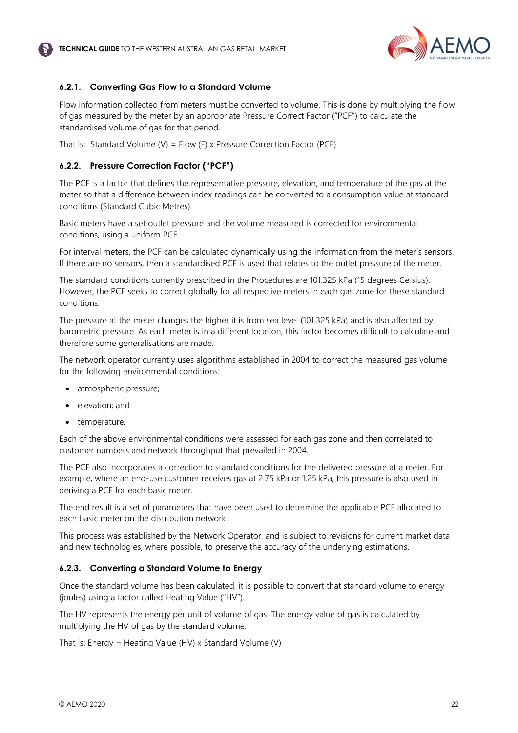### 6.2.1. Converting Gas Flow to a Standard Volume

Flow information collected from meters must be converted to volume. This is done by multiplying the flow of gas measured by the meter by an appropriate Pressure Correct Factor ("PCF") to calculate the standardised volume of gas for that period.

That is: Standard Volume (V) = Flow (F) x Pressure Correction Factor (PCF)

### 6.2.2. Pressure Correction Factor ("PCF")

The PCF is a factor that defines the representative pressure, elevation, and temperature of the gas at the meter so that a difference between index readings can be converted to a consumption value at standard conditions (Standard Cubic Metres).

Basic meters have a set outlet pressure and the volume measured is corrected for environmental conditions, using a uniform PCF.

For interval meters, the PCF can be calculated dynamically using the information from the meter's sensors. If there are no sensors, then a standardised PCF is used that relates to the outlet pressure of the meter.

The standard conditions currently prescribed in the Procedures are 101.325 kPa (15 degrees Celsius). However, the PCF seeks to correct globally for all respective meters in each gas zone for these standard conditions.

The pressure at the meter changes the higher it is from sea level (101.325 kPa) and is also affected by barometric pressure. As each meter is in a different location, this factor becomes difficult to calculate and therefore some generalisations are made.

The network operator currently uses algorithms established in 2004 to correct the measured gas volume for the following environmental conditions:

- atmospheric pressure;
- elevation; and
- temperature.

Each of the above environmental conditions were assessed for each gas zone and then correlated to customer numbers and network throughput that prevailed in 2004.

The PCF also incorporates a correction to standard conditions for the delivered pressure at a meter. For example, where an end-use customer receives gas at 2.75 kPa or 1.25 kPa, this pressure is also used in deriving a PCF for each basic meter.

The end result is a set of parameters that have been used to determine the applicable PCF allocated to each basic meter on the distribution network.

This process was established by the Network Operator, and is subject to revisions for current market data and new technologies, where possible, to preserve the accuracy of the underlying estimations.

### 6.2.3. Converting a Standard Volume to Energy

Once the standard volume has been calculated, it is possible to convert that standard volume to energy (joules) using a factor called Heating Value ("HV").

The HV represents the energy per unit of volume of gas. The energy value of gas is calculated by multiplying the HV of gas by the standard volume.

That is: Energy = Heating Value (HV) x Standard Volume (V)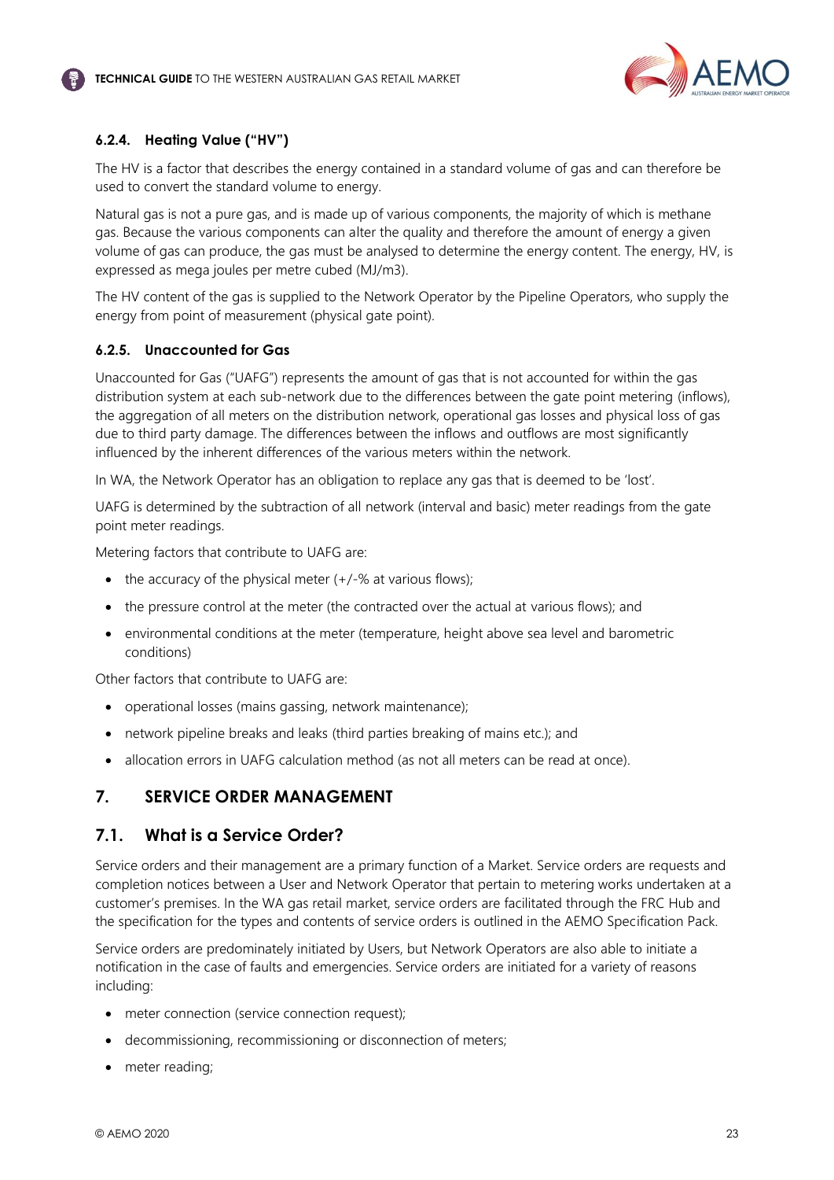#### 6.2.4. Heating Value ("HV")

The HV is a factor that describes the energy contained in a standard volume of gas and can therefore be used to convert the standard volume to energy.

Natural gas is not a pure gas, and is made up of various components, the majority of which is methane gas. Because the various components can alter the quality and therefore the amount of energy a given volume of gas can produce, the gas must be analysed to determine the energy content. The energy, HV, is expressed as mega joules per metre cubed (MJ/m3).

The HV content of the gas is supplied to the Network Operator by the Pipeline Operators, who supply the energy from point of measurement (physical gate point).

#### 6.2.5. Unaccounted for Gas

Unaccounted for Gas ("UAFG") represents the amount of gas that is not accounted for within the gas distribution system at each sub-network due to the differences between the gate point metering (inflows), the aggregation of all meters on the distribution network, operational gas losses and physical loss of gas due to third party damage. The differences between the inflows and outflows are most significantly influenced by the inherent differences of the various meters within the network.

In WA, the Network Operator has an obligation to replace any gas that is deemed to be 'lost'.

UAFG is determined by the subtraction of all network (interval and basic) meter readings from the gate point meter readings.

Metering factors that contribute to UAFG are:

- the accuracy of the physical meter (+/-% at various flows);
- the pressure control at the meter (the contracted over the actual at various flows); and
- environmental conditions at the meter (temperature, height above sea level and barometric conditions)

Other factors that contribute to UAFG are:

- operational losses (mains gassing, network maintenance);
- network pipeline breaks and leaks (third parties breaking of mains etc.); and
- allocation errors in UAFG calculation method (as not all meters can be read at once).

# 7. SERVICE ORDER MANAGEMENT

## 7.1. What is a Service Order?

Service orders and their management are a primary function of a Market. Service orders are requests and completion notices between a User and Network Operator that pertain to metering works undertaken at a customer's premises. In the WA gas retail market, service orders are facilitated through the FRC Hub and the specification for the types and contents of service orders is outlined in the AEMO Specification Pack.

Service orders are predominately initiated by Users, but Network Operators are also able to initiate a notification in the case of faults and emergencies. Service orders are initiated for a variety of reasons including:

- meter connection (service connection request);
- decommissioning, recommissioning or disconnection of meters;
- meter reading;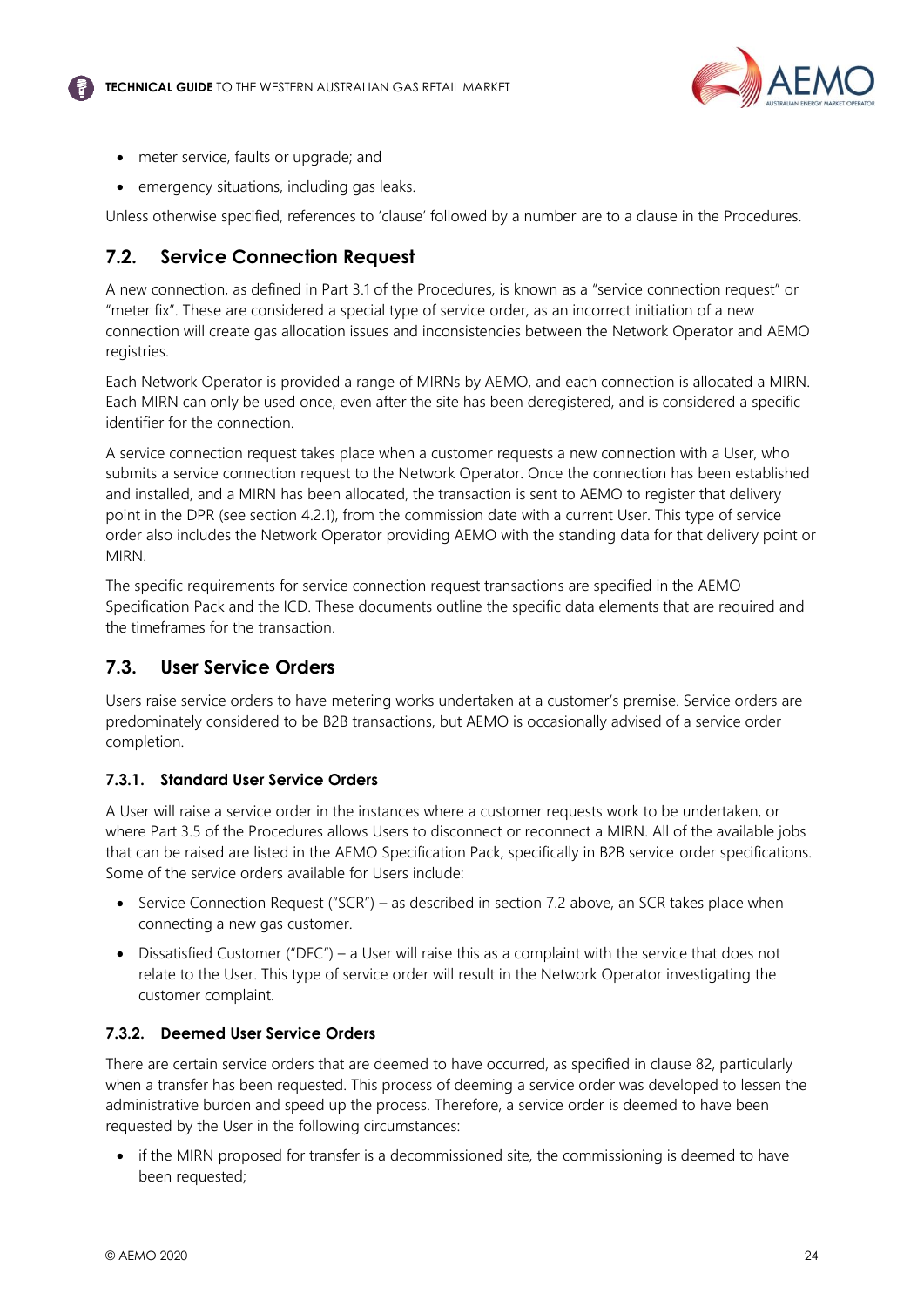- meter service, faults or upgrade; and
- emergency situations, including gas leaks.

Unless otherwise specified, references to 'clause' followed by a number are to a clause in the Procedures.

## 7.2. Service Connection Request

A new connection, as defined in Part 3.1 of the Procedures, is known as a "service connection request" or "meter fix". These are considered a special type of service order, as an incorrect initiation of a new connection will create gas allocation issues and inconsistencies between the Network Operator and AEMO registries.

Each Network Operator is provided a range of MIRNs by AEMO, and each connection is allocated a MIRN. Each MIRN can only be used once, even after the site has been deregistered, and is considered a specific identifier for the connection.

A service connection request takes place when a customer requests a new connection with a User, who submits a service connection request to the Network Operator. Once the connection has been established and installed, and a MIRN has been allocated, the transaction is sent to AEMO to register that delivery point in the DPR (see section 4.2.1), from the commission date with a current User. This type of service order also includes the Network Operator providing AEMO with the standing data for that delivery point or MIRN.

The specific requirements for service connection request transactions are specified in the AEMO Specification Pack and the ICD. These documents outline the specific data elements that are required and the timeframes for the transaction.

## 7.3. User Service Orders

Users raise service orders to have metering works undertaken at a customer's premise. Service orders are predominately considered to be B2B transactions, but AEMO is occasionally advised of a service order completion.

### 7.3.1. Standard User Service Orders

A User will raise a service order in the instances where a customer requests work to be undertaken, or where Part 3.5 of the Procedures allows Users to disconnect or reconnect a MIRN. All of the available jobs that can be raised are listed in the AEMO Specification Pack, specifically in B2B service order specifications. Some of the service orders available for Users include:

- Service Connection Request ("SCR") – as described in section 7.2 above, an SCR takes place when connecting a new gas customer.
- Dissatisfied Customer ("DFC") – a User will raise this as a complaint with the service that does not relate to the User. This type of service order will result in the Network Operator investigating the customer complaint.

### 7.3.2. Deemed User Service Orders

There are certain service orders that are deemed to have occurred, as specified in clause 82, particularly when a transfer has been requested. This process of deeming a service order was developed to lessen the administrative burden and speed up the process. Therefore, a service order is deemed to have been requested by the User in the following circumstances:

- if the MIRN proposed for transfer is a decommissioned site, the commissioning is deemed to have been requested;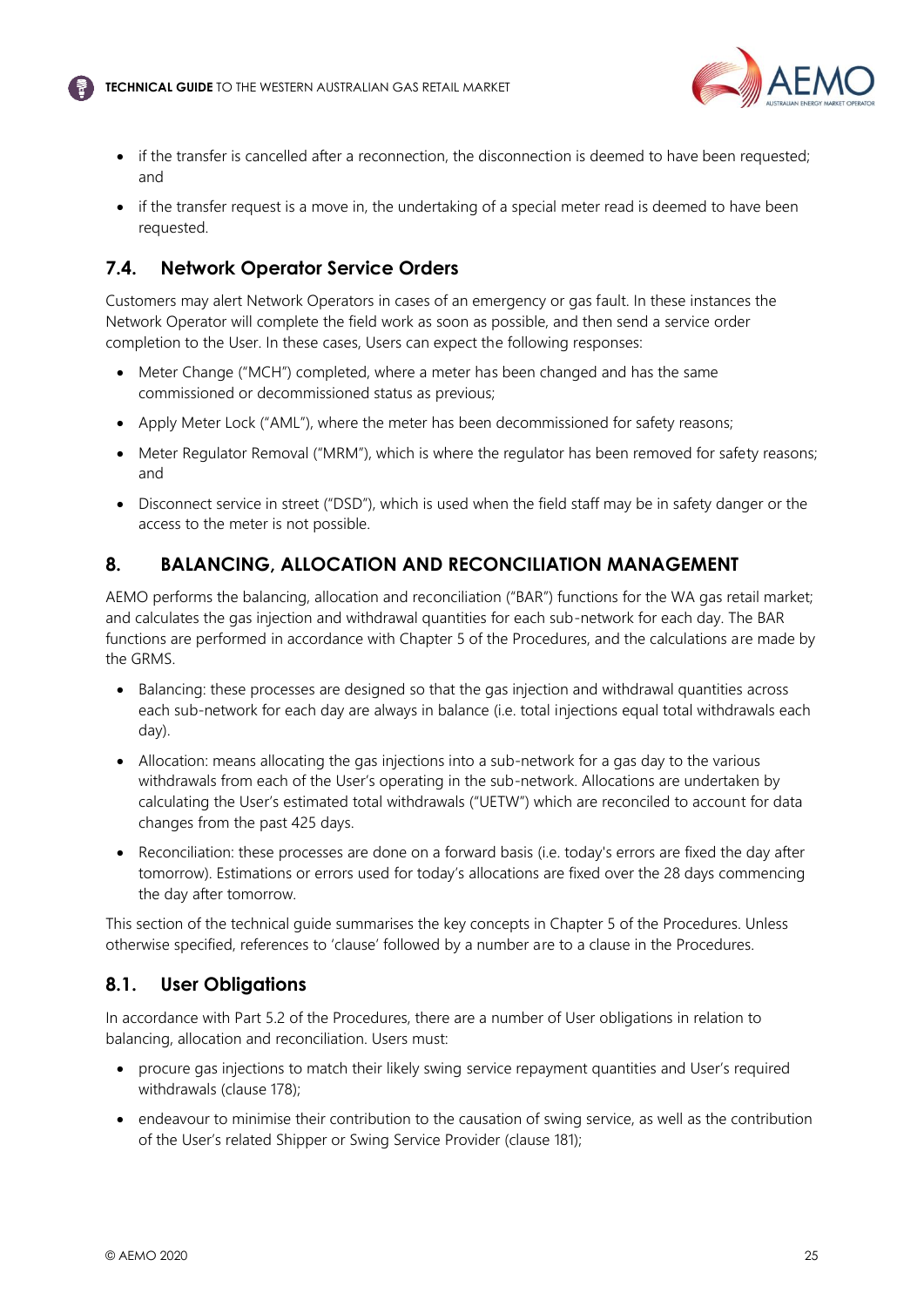- if the transfer is cancelled after a reconnection, the disconnection is deemed to have been requested; and
- if the transfer request is a move in, the undertaking of a special meter read is deemed to have been requested.

### 7.4. Network Operator Service Orders

Customers may alert Network Operators in cases of an emergency or gas fault. In these instances the Network Operator will complete the field work as soon as possible, and then send a service order completion to the User. In these cases, Users can expect the following responses:

- Meter Change ("MCH") completed, where a meter has been changed and has the same commissioned or decommissioned status as previous;
- Apply Meter Lock ("AML"), where the meter has been decommissioned for safety reasons;
- Meter Regulator Removal ("MRM"), which is where the regulator has been removed for safety reasons; and
- Disconnect service in street ("DSD"), which is used when the field staff may be in safety danger or the access to the meter is not possible.

## 8. BALANCING, ALLOCATION AND RECONCILIATION MANAGEMENT

AEMO performs the balancing, allocation and reconciliation ("BAR") functions for the WA gas retail market; and calculates the gas injection and withdrawal quantities for each sub-network for each day. The BAR functions are performed in accordance with Chapter 5 of the Procedures, and the calculations are made by the GRMS.

- Balancing: these processes are designed so that the gas injection and withdrawal quantities across each sub-network for each day are always in balance (i.e. total injections equal total withdrawals each day).
- Allocation: means allocating the gas injections into a sub-network for a gas day to the various withdrawals from each of the User's operating in the sub-network. Allocations are undertaken by calculating the User's estimated total withdrawals ("UETW") which are reconciled to account for data changes from the past 425 days.
- Reconciliation: these processes are done on a forward basis (i.e. today's errors are fixed the day after tomorrow). Estimations or errors used for today's allocations are fixed over the 28 days commencing the day after tomorrow.

This section of the technical guide summarises the key concepts in Chapter 5 of the Procedures. Unless otherwise specified, references to 'clause' followed by a number are to a clause in the Procedures.

### 8.1. User Obligations

In accordance with Part 5.2 of the Procedures, there are a number of User obligations in relation to balancing, allocation and reconciliation. Users must:

- procure gas injections to match their likely swing service repayment quantities and User's required withdrawals (clause 178);
- endeavour to minimise their contribution to the causation of swing service, as well as the contribution of the User's related Shipper or Swing Service Provider (clause 181);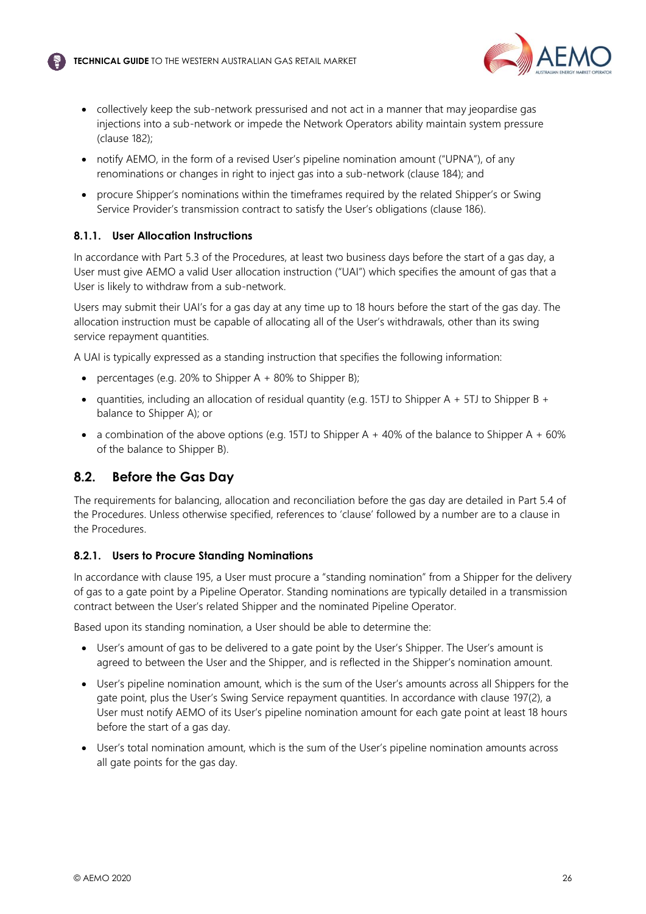- collectively keep the sub-network pressurised and not act in a manner that may jeopardise gas injections into a sub-network or impede the Network Operators ability maintain system pressure (clause 182);
- notify AEMO, in the form of a revised User's pipeline nomination amount ("UPNA"), of any renominations or changes in right to inject gas into a sub-network (clause 184); and
- procure Shipper's nominations within the timeframes required by the related Shipper's or Swing Service Provider's transmission contract to satisfy the User's obligations (clause 186).

### 8.1.1. User Allocation Instructions

In accordance with Part 5.3 of the Procedures, at least two business days before the start of a gas day, a User must give AEMO a valid User allocation instruction ("UAI") which specifies the amount of gas that a User is likely to withdraw from a sub-network.

Users may submit their UAI's for a gas day at any time up to 18 hours before the start of the gas day. The allocation instruction must be capable of allocating all of the User's withdrawals, other than its swing service repayment quantities.

A UAI is typically expressed as a standing instruction that specifies the following information:

- percentages (e.g. 20% to Shipper A + 80% to Shipper B);
- quantities, including an allocation of residual quantity (e.g. 15TJ to Shipper A + 5TJ to Shipper B + balance to Shipper A); or
- a combination of the above options (e.g. 15TJ to Shipper A + 40% of the balance to Shipper A + 60% of the balance to Shipper B).

## 8.2. Before the Gas Day

The requirements for balancing, allocation and reconciliation before the gas day are detailed in Part 5.4 of the Procedures. Unless otherwise specified, references to 'clause' followed by a number are to a clause in the Procedures.

### 8.2.1. Users to Procure Standing Nominations

In accordance with clause 195, a User must procure a "standing nomination" from a Shipper for the delivery of gas to a gate point by a Pipeline Operator. Standing nominations are typically detailed in a transmission contract between the User's related Shipper and the nominated Pipeline Operator.

Based upon its standing nomination, a User should be able to determine the:

- User's amount of gas to be delivered to a gate point by the User's Shipper. The User's amount is agreed to between the User and the Shipper, and is reflected in the Shipper's nomination amount.
- User's pipeline nomination amount, which is the sum of the User's amounts across all Shippers for the gate point, plus the User's Swing Service repayment quantities. In accordance with clause 197(2), a User must notify AEMO of its User's pipeline nomination amount for each gate point at least 18 hours before the start of a gas day.
- User's total nomination amount, which is the sum of the User's pipeline nomination amounts across all gate points for the gas day.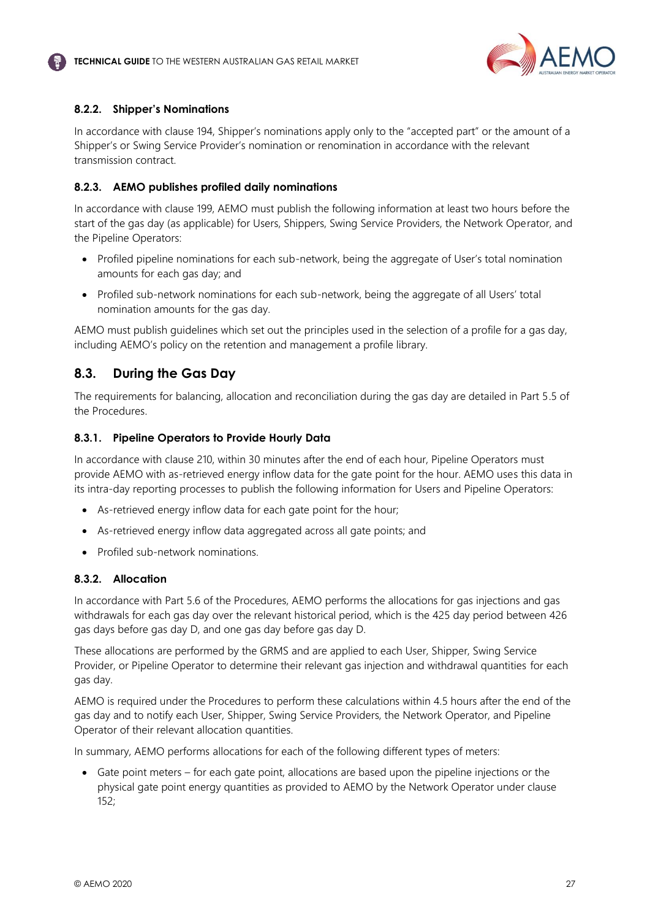### 8.2.2. Shipper's Nominations

In accordance with clause 194, Shipper's nominations apply only to the "accepted part" or the amount of a Shipper's or Swing Service Provider's nomination or renomination in accordance with the relevant transmission contract.

### 8.2.3. AEMO publishes profiled daily nominations

In accordance with clause 199, AEMO must publish the following information at least two hours before the start of the gas day (as applicable) for Users, Shippers, Swing Service Providers, the Network Operator, and the Pipeline Operators:

- Profiled pipeline nominations for each sub-network, being the aggregate of User's total nomination amounts for each gas day; and
- Profiled sub-network nominations for each sub-network, being the aggregate of all Users' total nomination amounts for the gas day.

AEMO must publish guidelines which set out the principles used in the selection of a profile for a gas day, including AEMO's policy on the retention and management a profile library.

## 8.3. During the Gas Day

The requirements for balancing, allocation and reconciliation during the gas day are detailed in Part 5.5 of the Procedures.

### 8.3.1. Pipeline Operators to Provide Hourly Data

In accordance with clause 210, within 30 minutes after the end of each hour, Pipeline Operators must provide AEMO with as-retrieved energy inflow data for the gate point for the hour. AEMO uses this data in its intra-day reporting processes to publish the following information for Users and Pipeline Operators:

- As-retrieved energy inflow data for each gate point for the hour;
- As-retrieved energy inflow data aggregated across all gate points; and
- Profiled sub-network nominations.

### 8.3.2. Allocation

In accordance with Part 5.6 of the Procedures, AEMO performs the allocations for gas injections and gas withdrawals for each gas day over the relevant historical period, which is the 425 day period between 426 gas days before gas day D, and one gas day before gas day D.

These allocations are performed by the GRMS and are applied to each User, Shipper, Swing Service Provider, or Pipeline Operator to determine their relevant gas injection and withdrawal quantities for each gas day.

AEMO is required under the Procedures to perform these calculations within 4.5 hours after the end of the gas day and to notify each User, Shipper, Swing Service Providers, the Network Operator, and Pipeline Operator of their relevant allocation quantities.

In summary, AEMO performs allocations for each of the following different types of meters:

- Gate point meters – for each gate point, allocations are based upon the pipeline injections or the physical gate point energy quantities as provided to AEMO by the Network Operator under clause 152;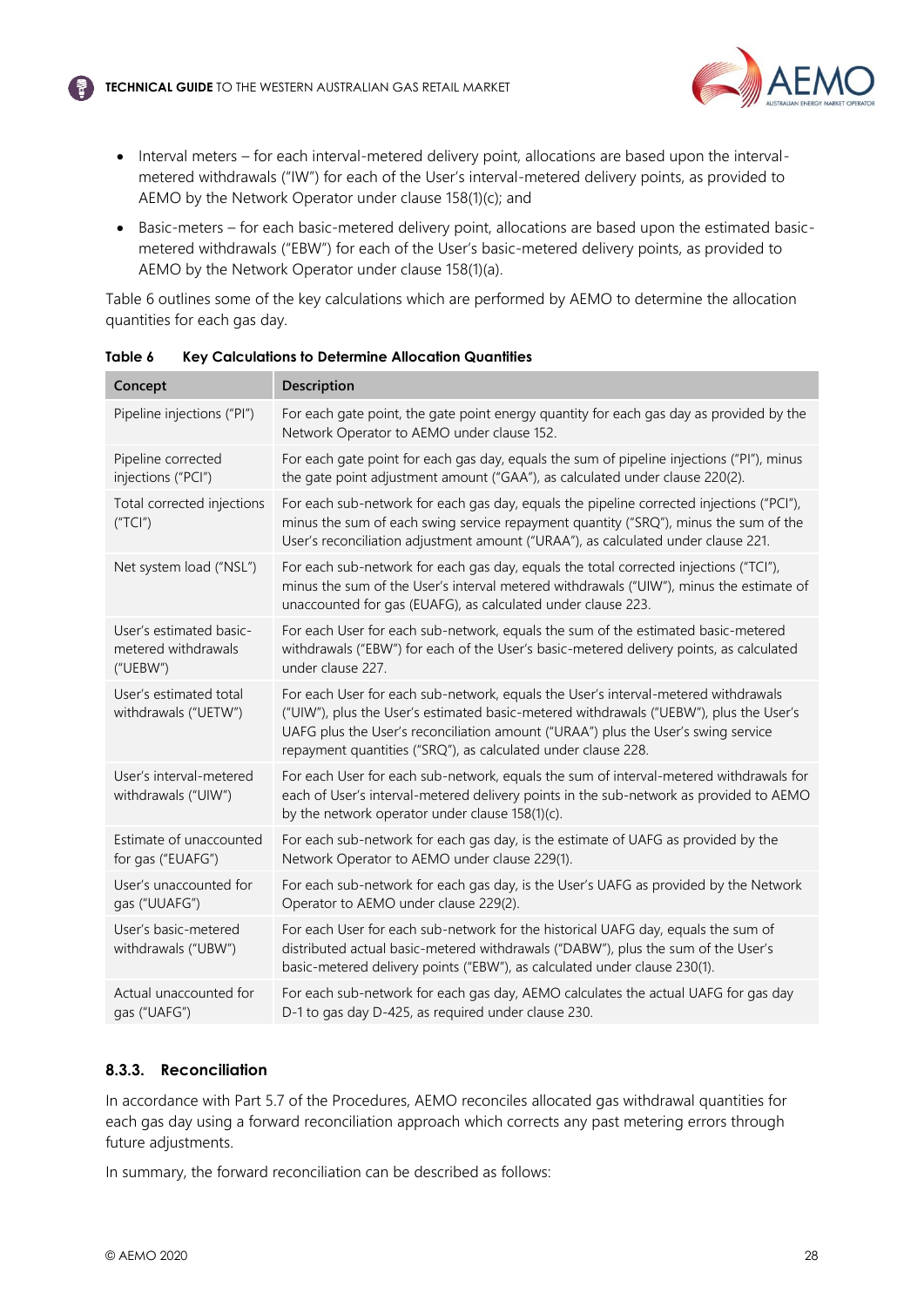- Interval meters – for each interval-metered delivery point, allocations are based upon the interval-metered withdrawals ("IW") for each of the User's interval-metered delivery points, as provided to AEMO by the Network Operator under clause 158(1)(c); and
- Basic-meters – for each basic-metered delivery point, allocations are based upon the estimated basic-metered withdrawals ("EBW") for each of the User's basic-metered delivery points, as provided to AEMO by the Network Operator under clause 158(1)(a).

Table 6 outlines some of the key calculations which are performed by AEMO to determine the allocation quantities for each gas day.

**Table 6 Key Calculations to Determine Allocation Quantities**

| Concept | Description |
|---|---|
| Pipeline injections ("PI") | For each gate point, the gate point energy quantity for each gas day as provided by the Network Operator to AEMO under clause 152. |
| Pipeline corrected injections ("PCI") | For each gate point for each gas day, equals the sum of pipeline injections ("PI"), minus the gate point adjustment amount ("GAA"), as calculated under clause 220(2). |
| Total corrected injections ("TCI") | For each sub-network for each gas day, equals the pipeline corrected injections ("PCI"), minus the sum of each swing service repayment quantity ("SRQ"), minus the sum of the User's reconciliation adjustment amount ("URAA"), as calculated under clause 221. |
| Net system load ("NSL") | For each sub-network for each gas day, equals the total corrected injections ("TCI"), minus the sum of the User's interval metered withdrawals ("UIW"), minus the estimate of unaccounted for gas (EUAFG), as calculated under clause 223. |
| User's estimated basic-metered withdrawals ("UEBW") | For each User for each sub-network, equals the sum of the estimated basic-metered withdrawals ("EBW") for each of the User's basic-metered delivery points, as calculated under clause 227. |
| User's estimated total withdrawals ("UETW") | For each User for each sub-network, equals the User's interval-metered withdrawals ("UIW"), plus the User's estimated basic-metered withdrawals ("UEBW"), plus the User's UAFG plus the User's reconciliation amount ("URAA") plus the User's swing service repayment quantities ("SRQ"), as calculated under clause 228. |
| User's interval-metered withdrawals ("UIW") | For each User for each sub-network, equals the sum of interval-metered withdrawals for each of User's interval-metered delivery points in the sub-network as provided to AEMO by the network operator under clause 158(1)(c). |
| Estimate of unaccounted for gas ("EUAFG") | For each sub-network for each gas day, is the estimate of UAFG as provided by the Network Operator to AEMO under clause 229(1). |
| User's unaccounted for gas ("UUAFG") | For each sub-network for each gas day, is the User's UAFG as provided by the Network Operator to AEMO under clause 229(2). |
| User's basic-metered withdrawals ("UBW") | For each User for each sub-network for the historical UAFG day, equals the sum of distributed actual basic-metered withdrawals ("DABW"), plus the sum of the User's basic-metered delivery points ("EBW"), as calculated under clause 230(1). |
| Actual unaccounted for gas ("UAFG") | For each sub-network for each gas day, AEMO calculates the actual UAFG for gas day D-1 to gas day D-425, as required under clause 230. |

### 8.3.3. Reconciliation

In accordance with Part 5.7 of the Procedures, AEMO reconciles allocated gas withdrawal quantities for each gas day using a forward reconciliation approach which corrects any past metering errors through future adjustments.

In summary, the forward reconciliation can be described as follows: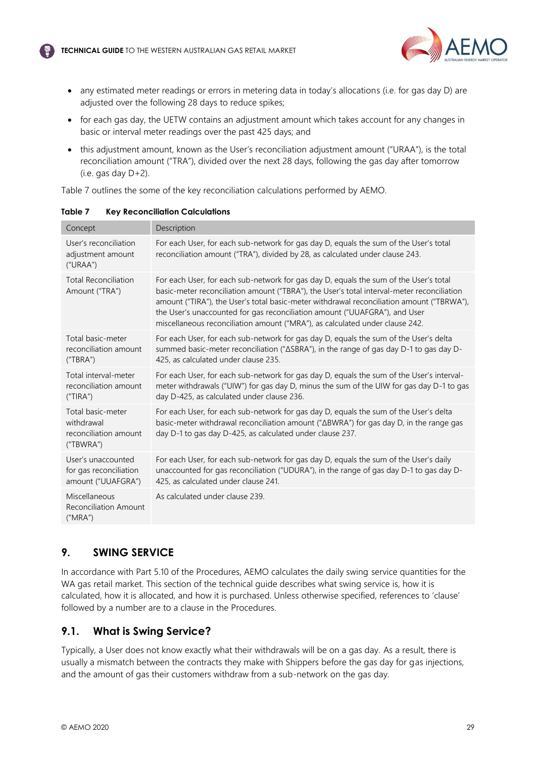- any estimated meter readings or errors in metering data in today's allocations (i.e. for gas day D) are adjusted over the following 28 days to reduce spikes;
- for each gas day, the UETW contains an adjustment amount which takes account for any changes in basic or interval meter readings over the past 425 days; and
- this adjustment amount, known as the User's reconciliation adjustment amount ("URAA"), is the total reconciliation amount ("TRA"), divided over the next 28 days, following the gas day after tomorrow (i.e. gas day D+2).

Table 7 outlines the some of the key reconciliation calculations performed by AEMO.

**Table 7 Key Reconciliation Calculations**

| Concept | Description |
|---|---|
| User's reconciliation adjustment amount ("URAA") | For each User, for each sub-network for gas day D, equals the sum of the User's total reconciliation amount ("TRA"), divided by 28, as calculated under clause 243. |
| Total Reconciliation Amount ("TRA") | For each User, for each sub-network for gas day D, equals the sum of the User's total basic-meter reconciliation amount ("TBRA"), the User's total interval-meter reconciliation amount ("TIRA"), the User's total basic-meter withdrawal reconciliation amount ("TBRWA"), the User's unaccounted for gas reconciliation amount ("UUAFGRA"), and User miscellaneous reconciliation amount ("MRA"), as calculated under clause 242. |
| Total basic-meter reconciliation amount ("TBRA") | For each User, for each sub-network for gas day D, equals the sum of the User's delta summed basic-meter reconciliation ("ΔSBRA"), in the range of gas day D-1 to gas day D-425, as calculated under clause 235. |
| Total interval-meter reconciliation amount ("TIRA") | For each User, for each sub-network for gas day D, equals the sum of the User's interval-meter withdrawals ("UIW") for gas day D, minus the sum of the UIW for gas day D-1 to gas day D-425, as calculated under clause 236. |
| Total basic-meter withdrawal reconciliation amount ("TBWRA") | For each User, for each sub-network for gas day D, equals the sum of the User's delta basic-meter withdrawal reconciliation amount ("ΔBWRA") for gas day D, in the range gas day D-1 to gas day D-425, as calculated under clause 237. |
| User's unaccounted for gas reconciliation amount ("UUAFGRA") | For each User, for each sub-network for gas day D, equals the sum of the User's daily unaccounted for gas reconciliation ("UDURA"), in the range of gas day D-1 to gas day D-425, as calculated under clause 241. |
| Miscellaneous Reconciliation Amount ("MRA") | As calculated under clause 239. |

# 9. SWING SERVICE

In accordance with Part 5.10 of the Procedures, AEMO calculates the daily swing service quantities for the WA gas retail market. This section of the technical guide describes what swing service is, how it is calculated, how it is allocated, and how it is purchased. Unless otherwise specified, references to 'clause' followed by a number are to a clause in the Procedures.

## 9.1. What is Swing Service?

Typically, a User does not know exactly what their withdrawals will be on a gas day. As a result, there is usually a mismatch between the contracts they make with Shippers before the gas day for gas injections, and the amount of gas their customers withdraw from a sub-network on the gas day.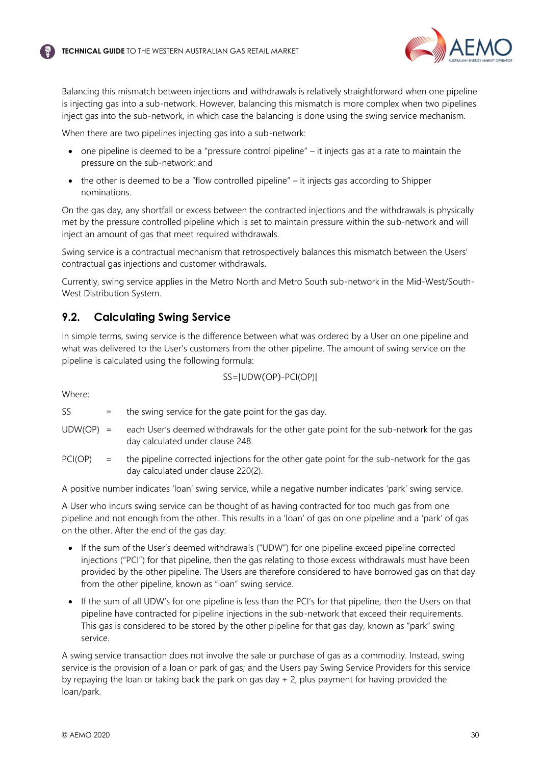Balancing this mismatch between injections and withdrawals is relatively straightforward when one pipeline is injecting gas into a sub-network. However, balancing this mismatch is more complex when two pipelines inject gas into the sub-network, in which case the balancing is done using the swing service mechanism.

When there are two pipelines injecting gas into a sub-network:

- one pipeline is deemed to be a "pressure control pipeline" – it injects gas at a rate to maintain the pressure on the sub-network; and
- the other is deemed to be a "flow controlled pipeline" – it injects gas according to Shipper nominations.

On the gas day, any shortfall or excess between the contracted injections and the withdrawals is physically met by the pressure controlled pipeline which is set to maintain pressure within the sub-network and will inject an amount of gas that meet required withdrawals.

Swing service is a contractual mechanism that retrospectively balances this mismatch between the Users' contractual gas injections and customer withdrawals.

Currently, swing service applies in the Metro North and Metro South sub-network in the Mid-West/South-West Distribution System.

## 9.2. Calculating Swing Service

In simple terms, swing service is the difference between what was ordered by a User on one pipeline and what was delivered to the User's customers from the other pipeline. The amount of swing service on the pipeline is calculated using the following formula:

$$SS = |UDW(OP) - PCI(OP)|$$

Where:

| | | |
|---|---|---|
| SS | = | the swing service for the gate point for the gas day. |
| UDW(OP) | = | each User's deemed withdrawals for the other gate point for the sub-network for the gas day calculated under clause 248. |
| PCI(OP) | = | the pipeline corrected injections for the other gate point for the sub-network for the gas day calculated under clause 220(2). |

A positive number indicates 'loan' swing service, while a negative number indicates 'park' swing service.

A User who incurs swing service can be thought of as having contracted for too much gas from one pipeline and not enough from the other. This results in a 'loan' of gas on one pipeline and a 'park' of gas on the other. After the end of the gas day:

- If the sum of the User's deemed withdrawals ("UDW") for one pipeline exceed pipeline corrected injections ("PCI") for that pipeline, then the gas relating to those excess withdrawals must have been provided by the other pipeline. The Users are therefore considered to have borrowed gas on that day from the other pipeline, known as "loan" swing service.
- If the sum of all UDW's for one pipeline is less than the PCI's for that pipeline, then the Users on that pipeline have contracted for pipeline injections in the sub-network that exceed their requirements. This gas is considered to be stored by the other pipeline for that gas day, known as "park" swing service.

A swing service transaction does not involve the sale or purchase of gas as a commodity. Instead, swing service is the provision of a loan or park of gas; and the Users pay Swing Service Providers for this service by repaying the loan or taking back the park on gas day + 2, plus payment for having provided the loan/park.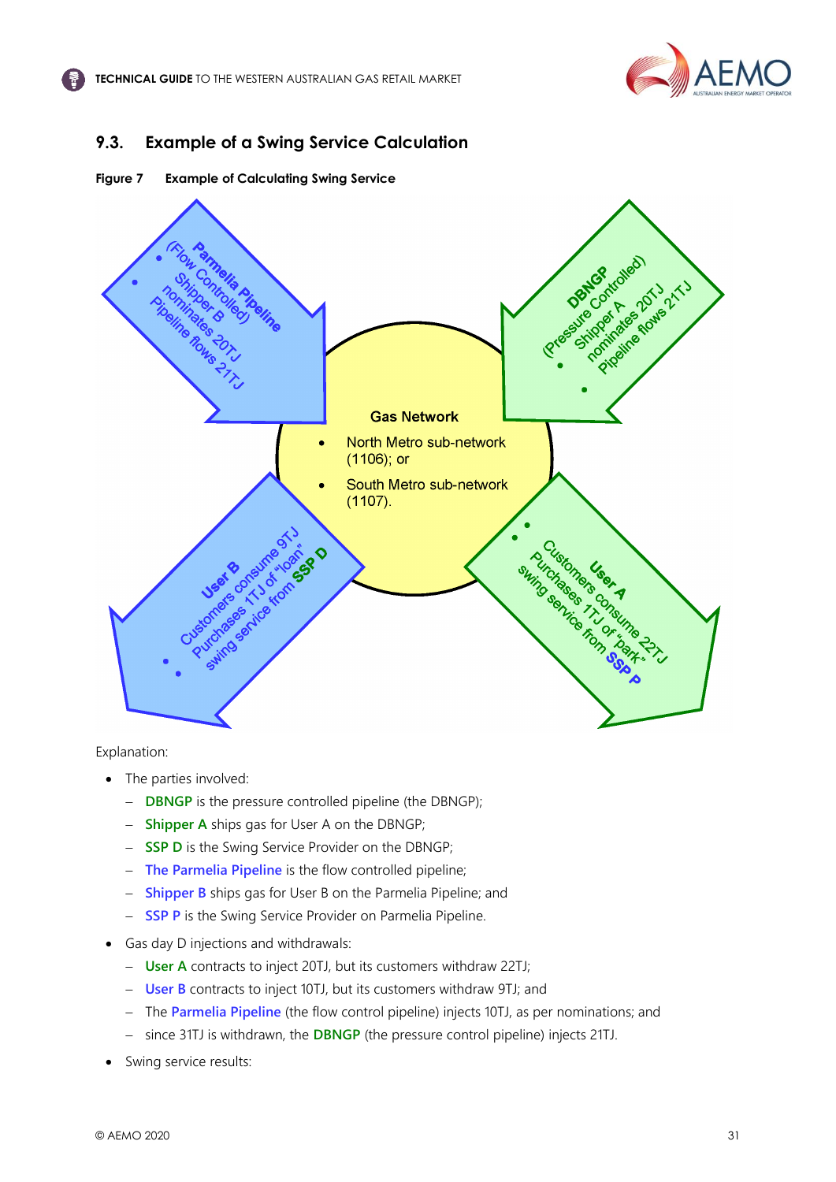## 9.3. Example of a Swing Service Calculation

**Figure 7 Example of Calculating Swing Service**

**Parmelia Pipeline**
(Flow Controlled)
- Shipper B nominates 20TJ
- Pipeline flows 21TJ

**DBNGP**
(Pressure Controlled)
- Shipper A nominates 20TJ
- Pipeline flows 21TJ

**Gas Network**
- North Metro sub-network (1106); or
- South Metro sub-network (1107).

**User B**
- Customers consume 9TJ
- Purchases 1TJ of "loan" swing service from **SSP D**

**User A**
- Customers consume 22TJ
- Purchases 1TJ of "park" swing service from **SSP P**

Explanation:

- The parties involved:
  - **DBNGP** is the pressure controlled pipeline (the DBNGP);
  - **Shipper A** ships gas for User A on the DBNGP;
  - **SSP D** is the Swing Service Provider on the DBNGP;
  - **The Parmelia Pipeline** is the flow controlled pipeline;
  - **Shipper B** ships gas for User B on the Parmelia Pipeline; and
  - **SSP P** is the Swing Service Provider on Parmelia Pipeline.
- Gas day D injections and withdrawals:
  - **User A** contracts to inject 20TJ, but its customers withdraw 22TJ;
  - **User B** contracts to inject 10TJ, but its customers withdraw 9TJ; and
  - The **Parmelia Pipeline** (the flow control pipeline) injects 10TJ, as per nominations; and
  - since 31TJ is withdrawn, the **DBNGP** (the pressure control pipeline) injects 21TJ.
- Swing service results: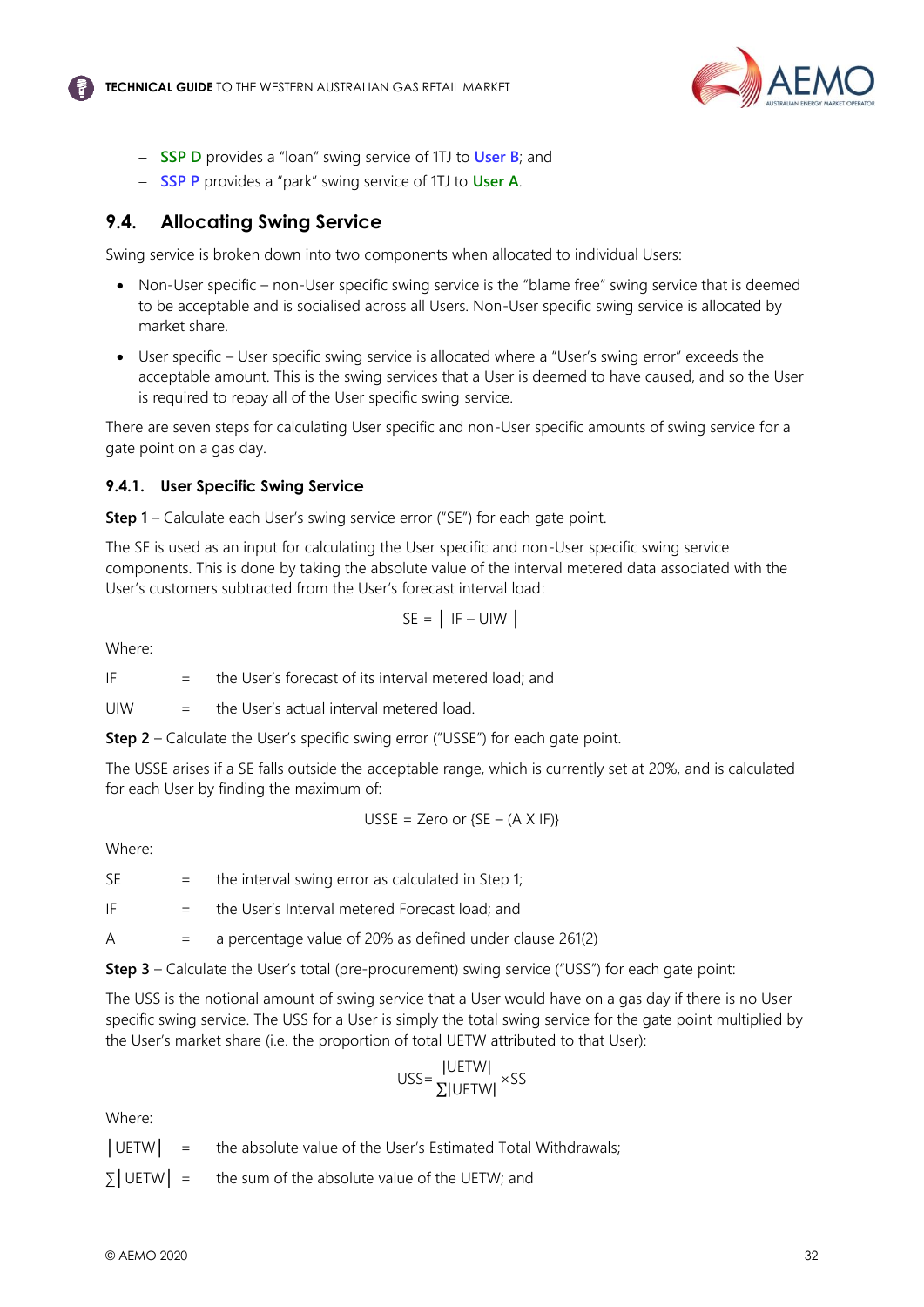- SSP D provides a "loan" swing service of 1TJ to User B; and
- SSP P provides a "park" swing service of 1TJ to User A.

## 9.4. Allocating Swing Service

Swing service is broken down into two components when allocated to individual Users:

- Non-User specific – non-User specific swing service is the "blame free" swing service that is deemed to be acceptable and is socialised across all Users. Non-User specific swing service is allocated by market share.
- User specific – User specific swing service is allocated where a "User's swing error" exceeds the acceptable amount. This is the swing services that a User is deemed to have caused, and so the User is required to repay all of the User specific swing service.

There are seven steps for calculating User specific and non-User specific amounts of swing service for a gate point on a gas day.

### 9.4.1. User Specific Swing Service

**Step 1** – Calculate each User's swing service error ("SE") for each gate point.

The SE is used as an input for calculating the User specific and non-User specific swing service components. This is done by taking the absolute value of the interval metered data associated with the User's customers subtracted from the User's forecast interval load:

$$SE = \left| IF - UIW \right|$$

Where:

IF = the User's forecast of its interval metered load; and

UIW = the User's actual interval metered load.

**Step 2** – Calculate the User's specific swing error ("USSE") for each gate point.

The USSE arises if a SE falls outside the acceptable range, which is currently set at 20%, and is calculated for each User by finding the maximum of:

$$USSE = \text{Zero or } \{SE - (A \text{ X } IF)\}$$

Where:

SE = the interval swing error as calculated in Step 1;

IF = the User's Interval metered Forecast load; and

A = a percentage value of 20% as defined under clause 261(2)

**Step 3** – Calculate the User's total (pre-procurement) swing service ("USS") for each gate point:

The USS is the notional amount of swing service that a User would have on a gas day if there is no User specific swing service. The USS for a User is simply the total swing service for the gate point multiplied by the User's market share (i.e. the proportion of total UETW attributed to that User):

$$USS = \frac{|UETW|}{\sum |UETW|} \times SS$$

Where:

$|UETW|$ = the absolute value of the User's Estimated Total Withdrawals;

$\sum |UETW|$ = the sum of the absolute value of the UETW; and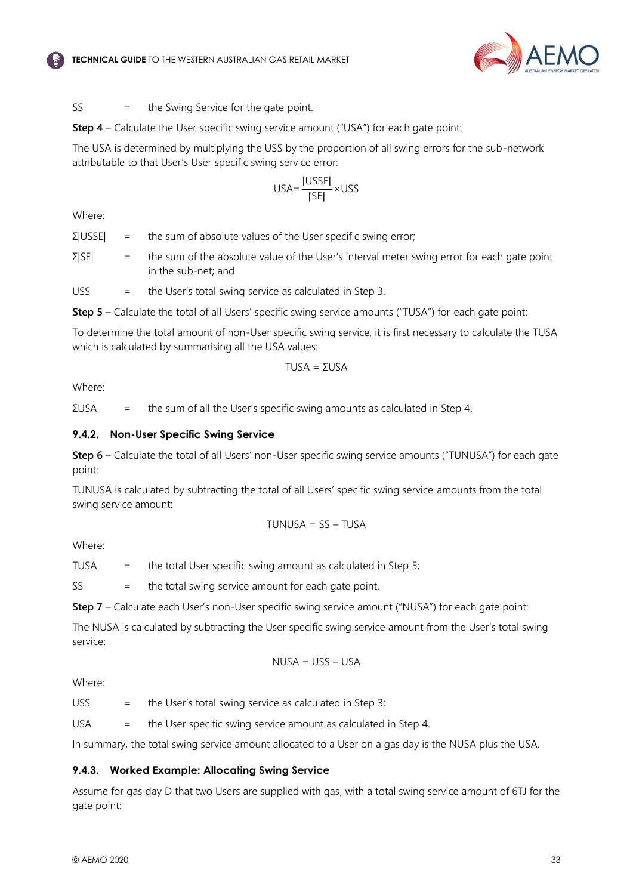SS = the Swing Service for the gate point.

**Step 4** – Calculate the User specific swing service amount ("USA") for each gate point:

The USA is determined by multiplying the USS by the proportion of all swing errors for the sub-network attributable to that User's User specific swing service error:

$$USA = \frac{|USSE|}{|SE|} \times USS$$

Where:

Σ|USSE| = the sum of absolute values of the User specific swing error;

Σ|SE| = the sum of the absolute value of the User's interval meter swing error for each gate point in the sub-net; and

USS = the User's total swing service as calculated in Step 3.

**Step 5** – Calculate the total of all Users' specific swing service amounts ("TUSA") for each gate point:

To determine the total amount of non-User specific swing service, it is first necessary to calculate the TUSA which is calculated by summarising all the USA values:

$$TUSA = \Sigma USA$$

Where:

ΣUSA = the sum of all the User's specific swing amounts as calculated in Step 4.

### 9.4.2. Non-User Specific Swing Service

**Step 6** – Calculate the total of all Users' non-User specific swing service amounts ("TUNUSA") for each gate point:

TUNUSA is calculated by subtracting the total of all Users' specific swing service amounts from the total swing service amount:

$$TUNUSA = SS - TUSA$$

Where:

TUSA = the total User specific swing amount as calculated in Step 5;

SS = the total swing service amount for each gate point.

**Step 7** – Calculate each User's non-User specific swing service amount ("NUSA") for each gate point:

The NUSA is calculated by subtracting the User specific swing service amount from the User's total swing service:

$$NUSA = USS - USA$$

Where:

USS = the User's total swing service as calculated in Step 3;

USA = the User specific swing service amount as calculated in Step 4.

In summary, the total swing service amount allocated to a User on a gas day is the NUSA plus the USA.

### 9.4.3. Worked Example: Allocating Swing Service

Assume for gas day D that two Users are supplied with gas, with a total swing service amount of 6TJ for the gate point: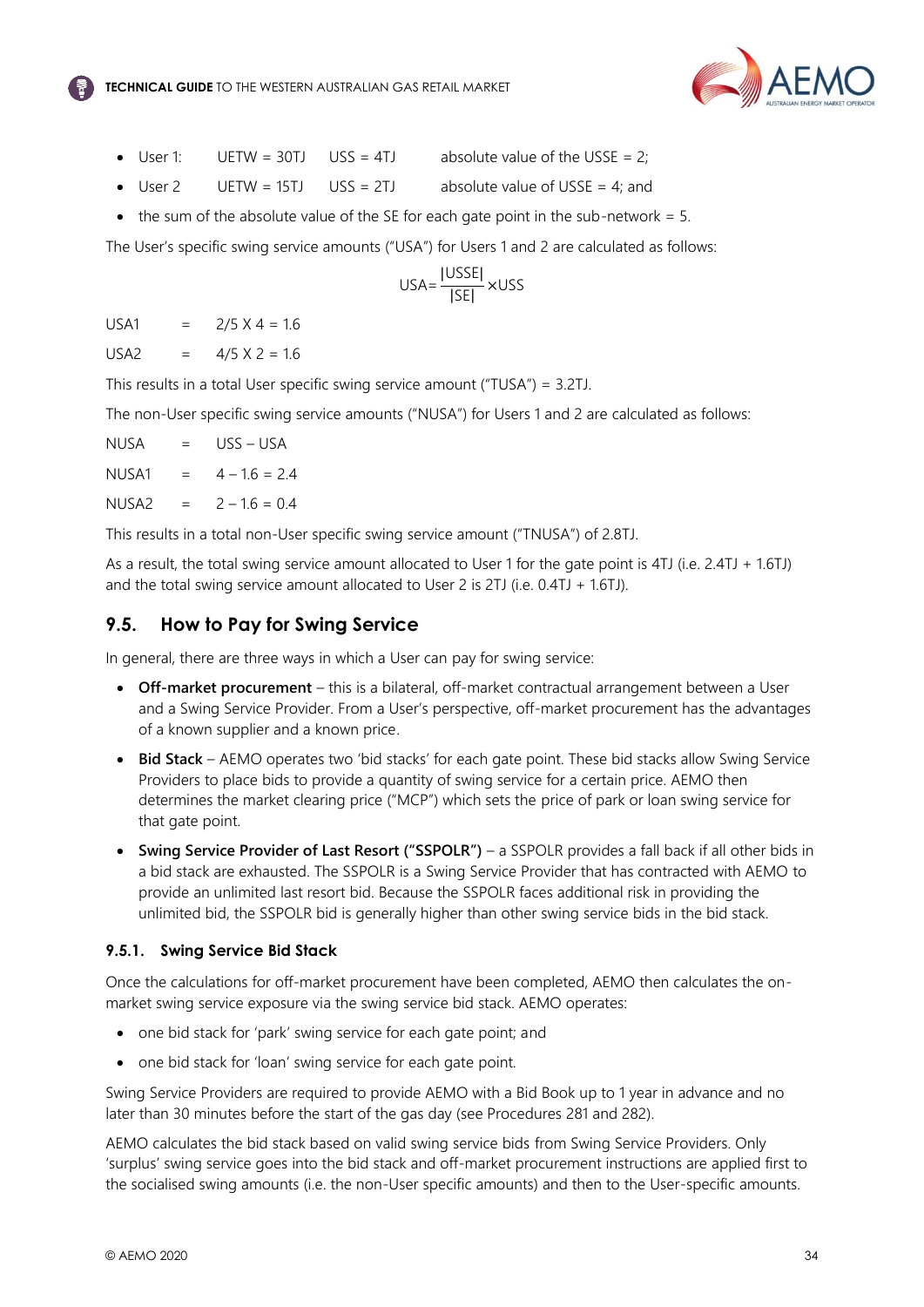- User 1: UETW = 30TJ USS = 4TJ absolute value of the USSE = 2;
- User 2 UETW = 15TJ USS = 2TJ absolute value of USSE = 4; and
- the sum of the absolute value of the SE for each gate point in the sub-network = 5.

The User's specific swing service amounts ("USA") for Users 1 and 2 are calculated as follows:

$$USA = \frac{|USSE|}{|SE|} \times USS$$

USA1 = 2/5 X 4 = 1.6

USA2 = 4/5 X 2 = 1.6

This results in a total User specific swing service amount ("TUSA") = 3.2TJ.

The non-User specific swing service amounts ("NUSA") for Users 1 and 2 are calculated as follows:

NUSA = USS – USA

NUSA1 = 4 – 1.6 = 2.4

NUSA2 = 2 – 1.6 = 0.4

This results in a total non-User specific swing service amount ("TNUSA") of 2.8TJ.

As a result, the total swing service amount allocated to User 1 for the gate point is 4TJ (i.e. 2.4TJ + 1.6TJ) and the total swing service amount allocated to User 2 is 2TJ (i.e. 0.4TJ + 1.6TJ).

## 9.5. How to Pay for Swing Service

In general, there are three ways in which a User can pay for swing service:

- **Off-market procurement** – this is a bilateral, off-market contractual arrangement between a User and a Swing Service Provider. From a User's perspective, off-market procurement has the advantages of a known supplier and a known price.
- **Bid Stack** – AEMO operates two 'bid stacks' for each gate point. These bid stacks allow Swing Service Providers to place bids to provide a quantity of swing service for a certain price. AEMO then determines the market clearing price ("MCP") which sets the price of park or loan swing service for that gate point.
- **Swing Service Provider of Last Resort ("SSPOLR")** – a SSPOLR provides a fall back if all other bids in a bid stack are exhausted. The SSPOLR is a Swing Service Provider that has contracted with AEMO to provide an unlimited last resort bid. Because the SSPOLR faces additional risk in providing the unlimited bid, the SSPOLR bid is generally higher than other swing service bids in the bid stack.

### 9.5.1. Swing Service Bid Stack

Once the calculations for off-market procurement have been completed, AEMO then calculates the on-market swing service exposure via the swing service bid stack. AEMO operates:

- one bid stack for 'park' swing service for each gate point; and
- one bid stack for 'loan' swing service for each gate point.

Swing Service Providers are required to provide AEMO with a Bid Book up to 1 year in advance and no later than 30 minutes before the start of the gas day (see Procedures 281 and 282).

AEMO calculates the bid stack based on valid swing service bids from Swing Service Providers. Only 'surplus' swing service goes into the bid stack and off-market procurement instructions are applied first to the socialised swing amounts (i.e. the non-User specific amounts) and then to the User-specific amounts.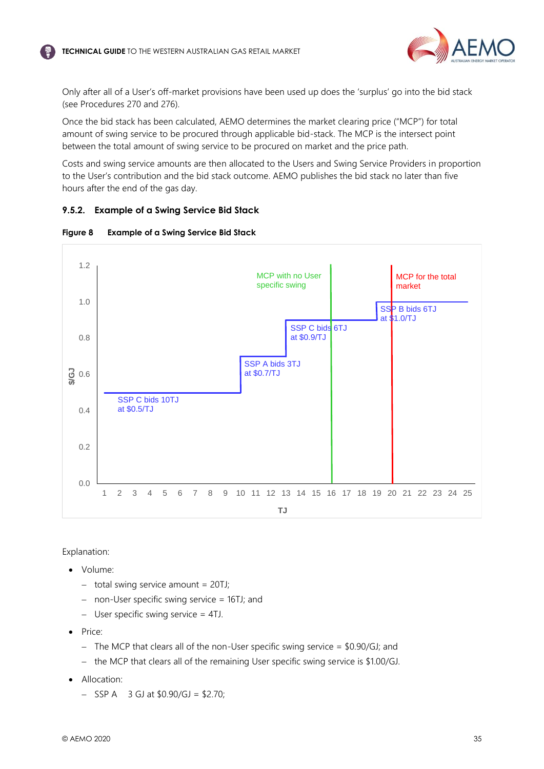Only after all of a User's off-market provisions have been used up does the 'surplus' go into the bid stack (see Procedures 270 and 276).

Once the bid stack has been calculated, AEMO determines the market clearing price ("MCP") for total amount of swing service to be procured through applicable bid-stack. The MCP is the intersect point between the total amount of swing service to be procured on market and the price path.

Costs and swing service amounts are then allocated to the Users and Swing Service Providers in proportion to the User's contribution and the bid stack outcome. AEMO publishes the bid stack no later than five hours after the end of the gas day.

### 9.5.2. Example of a Swing Service Bid Stack

**Figure 8 Example of a Swing Service Bid Stack**

Explanation:

- Volume:
  - total swing service amount = 20TJ;
  - non-User specific swing service = 16TJ; and
  - User specific swing service = 4TJ.
- Price:
  - The MCP that clears all of the non-User specific swing service = $0.90/GJ; and
  - the MCP that clears all of the remaining User specific swing service is $1.00/GJ.
- Allocation:
  - SSP A 3 GJ at $0.90/GJ = $2.70;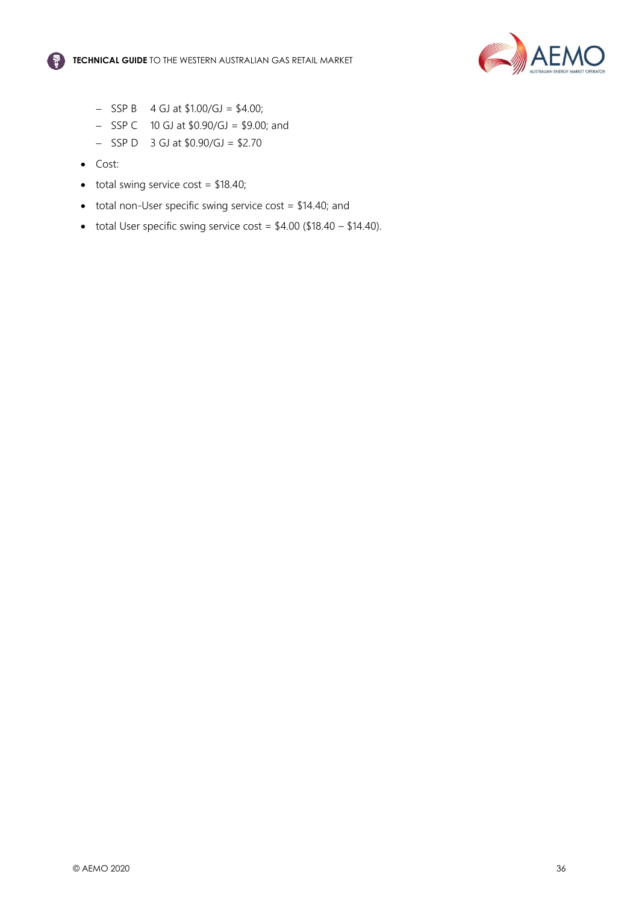- SSP B 4 GJ at $1.00/GJ = $4.00;
  - SSP C 10 GJ at $0.90/GJ = $9.00; and
  - SSP D 3 GJ at $0.90/GJ = $2.70
- Cost:
- total swing service cost = $18.40;
- total non-User specific swing service cost = $14.40; and
- total User specific swing service cost = $4.00 ($18.40 – $14.40).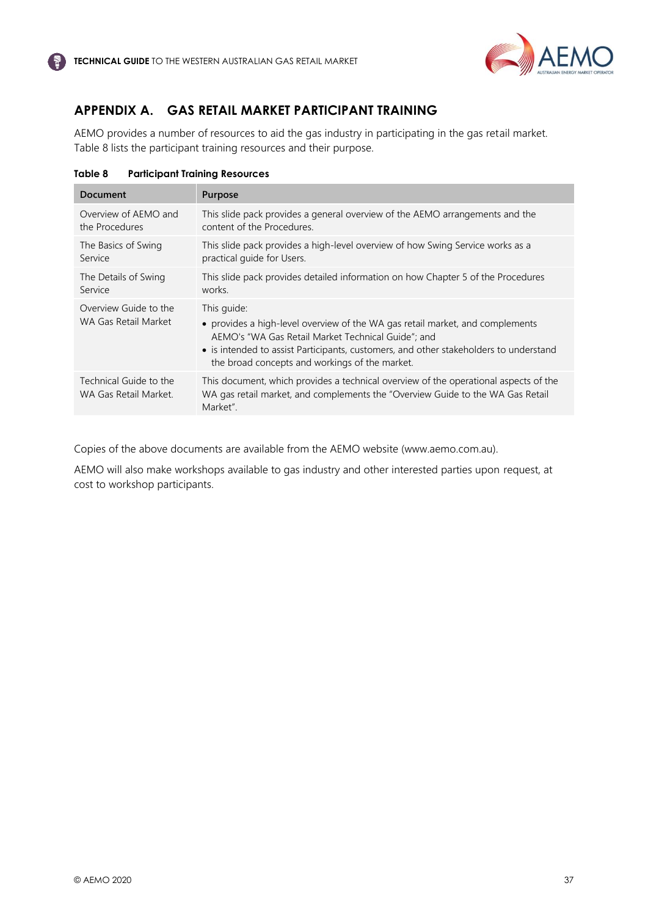## APPENDIX A. GAS RETAIL MARKET PARTICIPANT TRAINING

AEMO provides a number of resources to aid the gas industry in participating in the gas retail market. Table 8 lists the participant training resources and their purpose.

**Table 8 Participant Training Resources**

| Document | Purpose |
|---|---|
| Overview of AEMO and the Procedures | This slide pack provides a general overview of the AEMO arrangements and the content of the Procedures. |
| The Basics of Swing Service | This slide pack provides a high-level overview of how Swing Service works as a practical guide for Users. |
| The Details of Swing Service | This slide pack provides detailed information on how Chapter 5 of the Procedures works. |
| Overview Guide to the WA Gas Retail Market | This guide:<br>• provides a high-level overview of the WA gas retail market, and complements AEMO's "WA Gas Retail Market Technical Guide"; and<br>• is intended to assist Participants, customers, and other stakeholders to understand the broad concepts and workings of the market. |
| Technical Guide to the WA Gas Retail Market. | This document, which provides a technical overview of the operational aspects of the WA gas retail market, and complements the "Overview Guide to the WA Gas Retail Market". |

Copies of the above documents are available from the AEMO website (www.aemo.com.au).

AEMO will also make workshops available to gas industry and other interested parties upon request, at cost to workshop participants.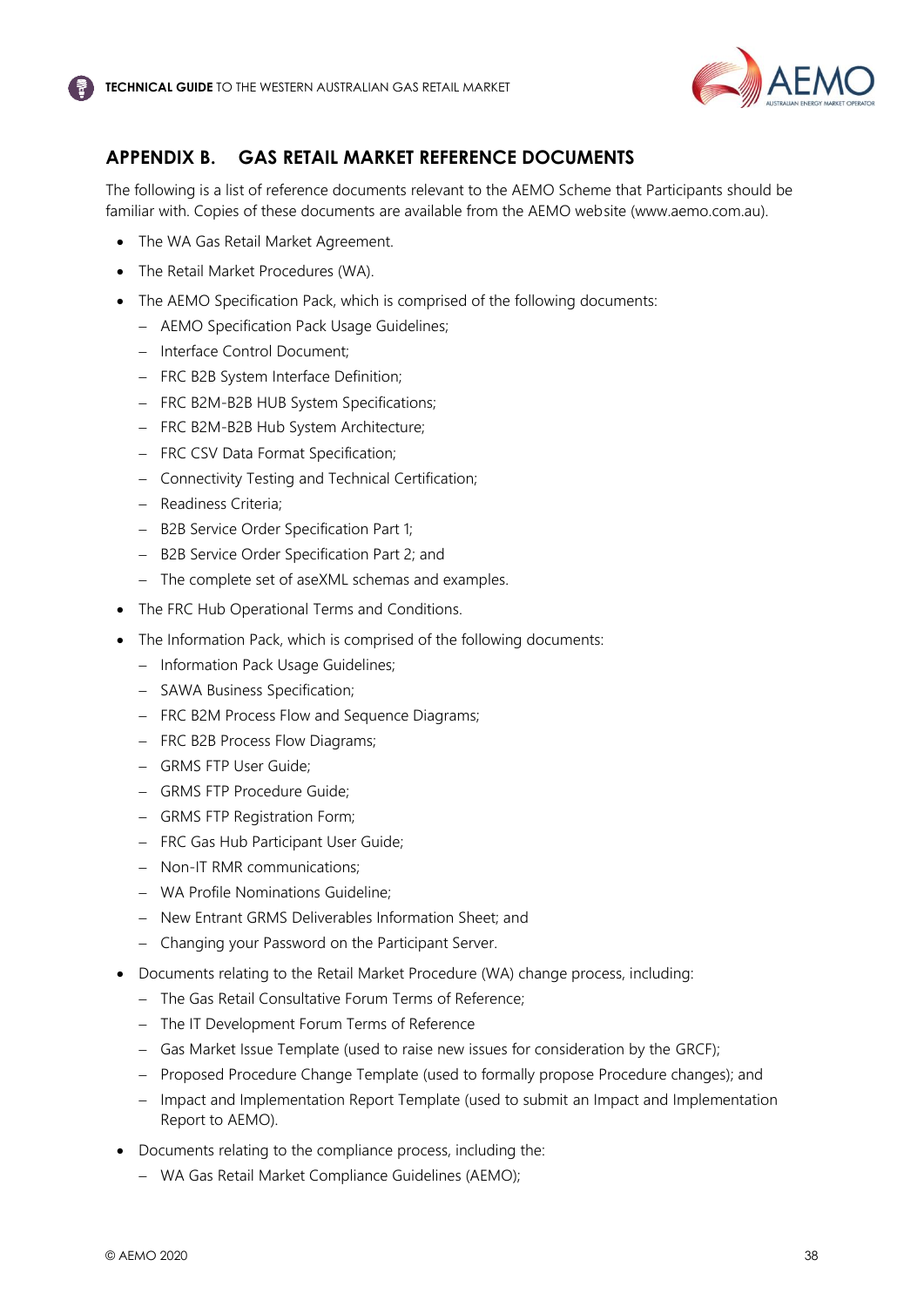## APPENDIX B. GAS RETAIL MARKET REFERENCE DOCUMENTS

The following is a list of reference documents relevant to the AEMO Scheme that Participants should be familiar with. Copies of these documents are available from the AEMO website (www.aemo.com.au).

- The WA Gas Retail Market Agreement.
- The Retail Market Procedures (WA).
- The AEMO Specification Pack, which is comprised of the following documents:
  - AEMO Specification Pack Usage Guidelines;
  - Interface Control Document;
  - FRC B2B System Interface Definition;
  - FRC B2M-B2B HUB System Specifications;
  - FRC B2M-B2B Hub System Architecture;
  - FRC CSV Data Format Specification;
  - Connectivity Testing and Technical Certification;
  - Readiness Criteria;
  - B2B Service Order Specification Part 1;
  - B2B Service Order Specification Part 2; and
  - The complete set of aseXML schemas and examples.
- The FRC Hub Operational Terms and Conditions.
- The Information Pack, which is comprised of the following documents:
  - Information Pack Usage Guidelines;
  - SAWA Business Specification;
  - FRC B2M Process Flow and Sequence Diagrams;
  - FRC B2B Process Flow Diagrams;
  - GRMS FTP User Guide;
  - GRMS FTP Procedure Guide;
  - GRMS FTP Registration Form;
  - FRC Gas Hub Participant User Guide;
  - Non-IT RMR communications;
  - WA Profile Nominations Guideline;
  - New Entrant GRMS Deliverables Information Sheet; and
  - Changing your Password on the Participant Server.
- Documents relating to the Retail Market Procedure (WA) change process, including:
  - The Gas Retail Consultative Forum Terms of Reference;
  - The IT Development Forum Terms of Reference
  - Gas Market Issue Template (used to raise new issues for consideration by the GRCF);
  - Proposed Procedure Change Template (used to formally propose Procedure changes); and
  - Impact and Implementation Report Template (used to submit an Impact and Implementation Report to AEMO).
- Documents relating to the compliance process, including the:
  - WA Gas Retail Market Compliance Guidelines (AEMO);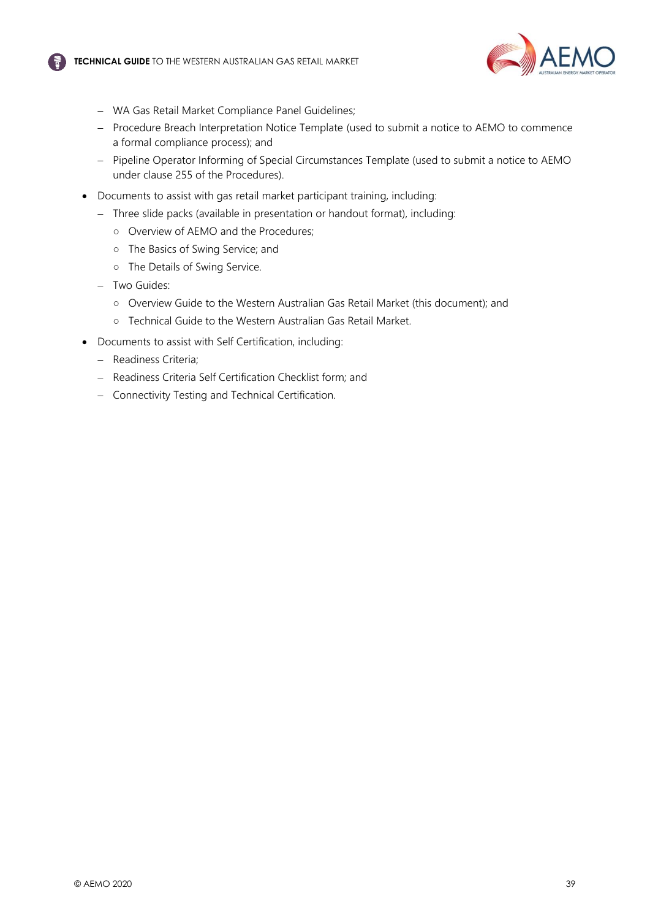- WA Gas Retail Market Compliance Panel Guidelines;
  - Procedure Breach Interpretation Notice Template (used to submit a notice to AEMO to commence a formal compliance process); and
  - Pipeline Operator Informing of Special Circumstances Template (used to submit a notice to AEMO under clause 255 of the Procedures).
- Documents to assist with gas retail market participant training, including:
  - Three slide packs (available in presentation or handout format), including:
    - Overview of AEMO and the Procedures;
    - The Basics of Swing Service; and
    - The Details of Swing Service.
  - Two Guides:
    - Overview Guide to the Western Australian Gas Retail Market (this document); and
    - Technical Guide to the Western Australian Gas Retail Market.
- Documents to assist with Self Certification, including:
  - Readiness Criteria;
  - Readiness Criteria Self Certification Checklist form; and
  - Connectivity Testing and Technical Certification.